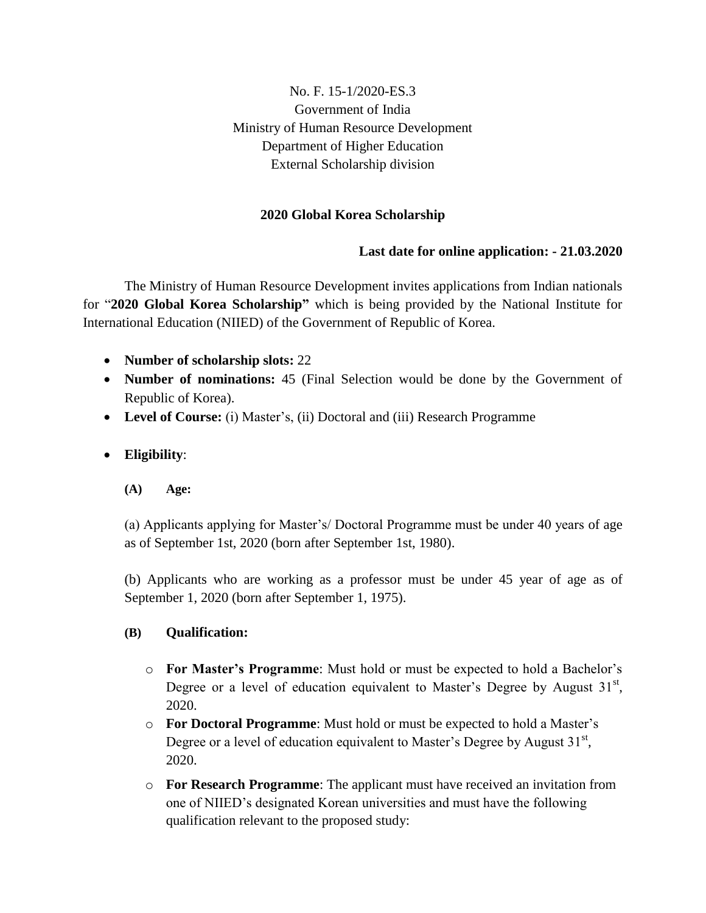No. F. 15-1/2020-ES.3
Government of India
Ministry of Human Resource Development
Department of Higher Education
External Scholarship division

**2020 Global Korea Scholarship**

**Last date for online application: - 21.03.2020**

The Ministry of Human Resource Development invites applications from Indian nationals for "**2020 Global Korea Scholarship"** which is being provided by the National Institute for International Education (NIIED) of the Government of Republic of Korea.

- **Number of scholarship slots:** 22
- **Number of nominations:** 45 (Final Selection would be done by the Government of Republic of Korea).
- **Level of Course:** (i) Master's, (ii) Doctoral and (iii) Research Programme
- **Eligibility**:

**(A) Age:**

(a) Applicants applying for Master's/ Doctoral Programme must be under 40 years of age as of September 1st, 2020 (born after September 1st, 1980).

(b) Applicants who are working as a professor must be under 45 year of age as of September 1, 2020 (born after September 1, 1975).

**(B) Qualification:**

- **For Master's Programme**: Must hold or must be expected to hold a Bachelor's Degree or a level of education equivalent to Master's Degree by August 31st, 2020.
- **For Doctoral Programme**: Must hold or must be expected to hold a Master's Degree or a level of education equivalent to Master's Degree by August 31st, 2020.
- **For Research Programme**: The applicant must have received an invitation from one of NIIED's designated Korean universities and must have the following qualification relevant to the proposed study: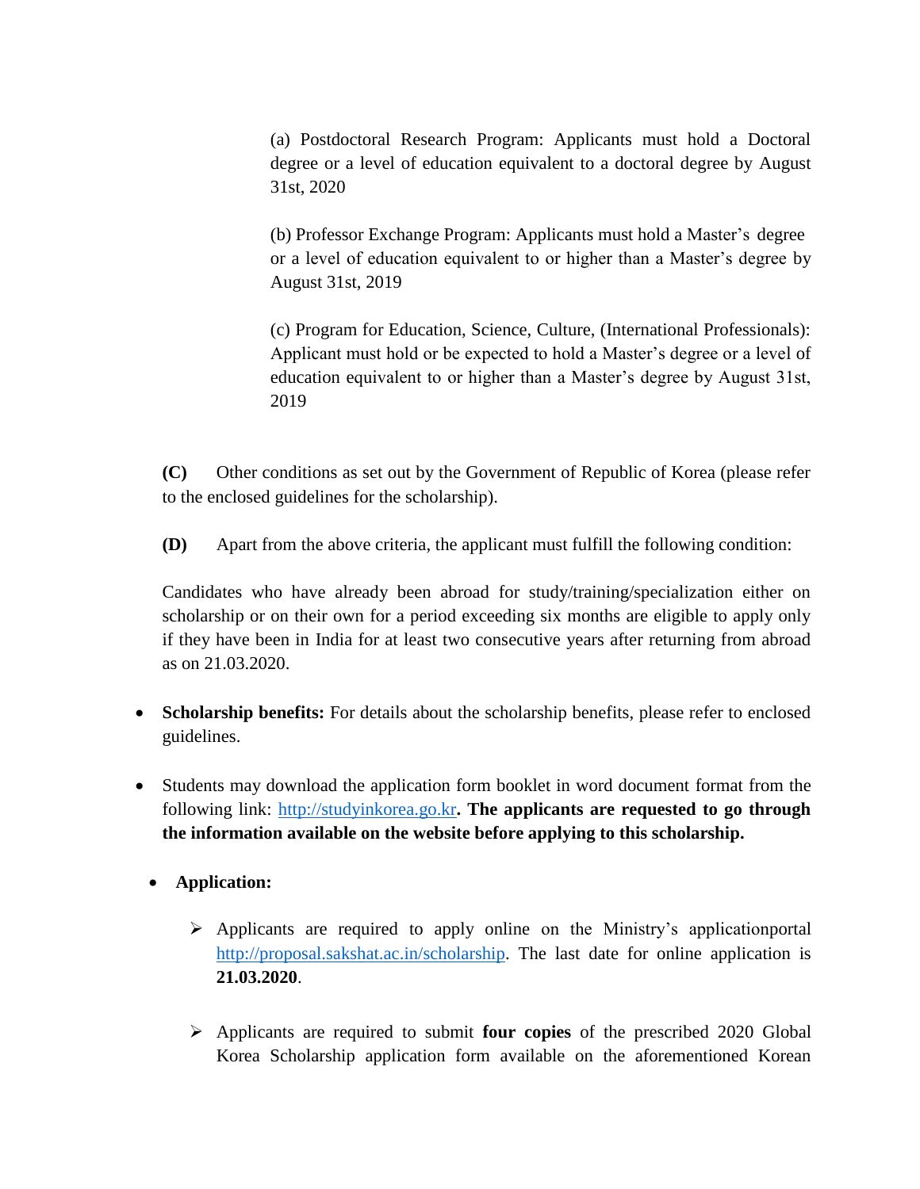(a) Postdoctoral Research Program: Applicants must hold a Doctoral degree or a level of education equivalent to a doctoral degree by August 31st, 2020

(b) Professor Exchange Program: Applicants must hold a Master's degree or a level of education equivalent to or higher than a Master's degree by August 31st, 2019

(c) Program for Education, Science, Culture, (International Professionals): Applicant must hold or be expected to hold a Master's degree or a level of education equivalent to or higher than a Master's degree by August 31st, 2019

**(C)** Other conditions as set out by the Government of Republic of Korea (please refer to the enclosed guidelines for the scholarship).

**(D)** Apart from the above criteria, the applicant must fulfill the following condition:

Candidates who have already been abroad for study/training/specialization either on scholarship or on their own for a period exceeding six months are eligible to apply only if they have been in India for at least two consecutive years after returning from abroad as on 21.03.2020.

- **Scholarship benefits:** For details about the scholarship benefits, please refer to enclosed guidelines.

- Students may download the application form booklet in word document format from the following link: http://studyinkorea.go.kr**. The applicants are requested to go through the information available on the website before applying to this scholarship.**

- **Application:**

  - Applicants are required to apply online on the Ministry's applicationportal http://proposal.sakshat.ac.in/scholarship. The last date for online application is **21.03.2020**.

  - Applicants are required to submit **four copies** of the prescribed 2020 Global Korea Scholarship application form available on the aforementioned Korean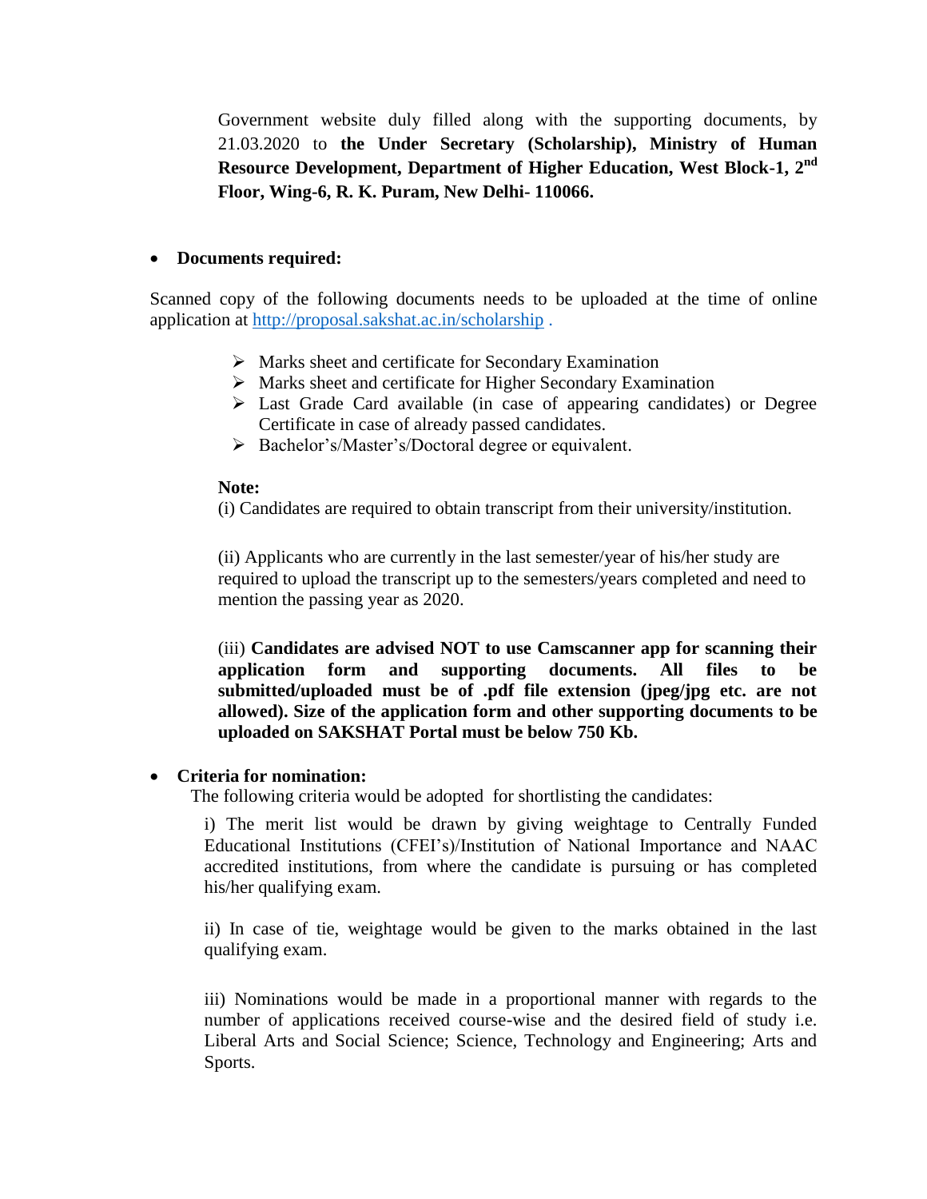Government website duly filled along with the supporting documents, by 21.03.2020 to **the Under Secretary (Scholarship), Ministry of Human Resource Development, Department of Higher Education, West Block-1, 2nd Floor, Wing-6, R. K. Puram, New Delhi- 110066.**

- **Documents required:**

Scanned copy of the following documents needs to be uploaded at the time of online application at http://proposal.sakshat.ac.in/scholarship .

- Marks sheet and certificate for Secondary Examination
- Marks sheet and certificate for Higher Secondary Examination
- Last Grade Card available (in case of appearing candidates) or Degree Certificate in case of already passed candidates.
- Bachelor's/Master's/Doctoral degree or equivalent.

**Note:**

(i) Candidates are required to obtain transcript from their university/institution.

(ii) Applicants who are currently in the last semester/year of his/her study are required to upload the transcript up to the semesters/years completed and need to mention the passing year as 2020.

(iii) **Candidates are advised NOT to use Camscanner app for scanning their application form and supporting documents. All files to be submitted/uploaded must be of .pdf file extension (jpeg/jpg etc. are not allowed). Size of the application form and other supporting documents to be uploaded on SAKSHAT Portal must be below 750 Kb.**

- **Criteria for nomination:**

The following criteria would be adopted for shortlisting the candidates:

i) The merit list would be drawn by giving weightage to Centrally Funded Educational Institutions (CFEI's)/Institution of National Importance and NAAC accredited institutions, from where the candidate is pursuing or has completed his/her qualifying exam.

ii) In case of tie, weightage would be given to the marks obtained in the last qualifying exam.

iii) Nominations would be made in a proportional manner with regards to the number of applications received course-wise and the desired field of study i.e. Liberal Arts and Social Science; Science, Technology and Engineering; Arts and Sports.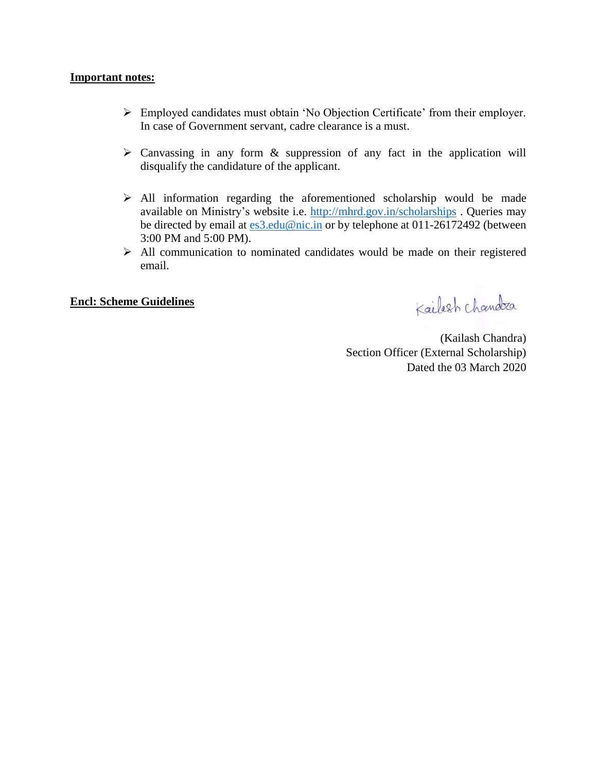**Important notes:**

- Employed candidates must obtain 'No Objection Certificate' from their employer. In case of Government servant, cadre clearance is a must.
- Canvassing in any form & suppression of any fact in the application will disqualify the candidature of the applicant.
- All information regarding the aforementioned scholarship would be made available on Ministry's website i.e. http://mhrd.gov.in/scholarships . Queries may be directed by email at es3.edu@nic.in or by telephone at 011-26172492 (between 3:00 PM and 5:00 PM).
- All communication to nominated candidates would be made on their registered email.

**Encl: Scheme Guidelines**

Kailash Chandra

(Kailash Chandra)
Section Officer (External Scholarship)
Dated the 03 March 2020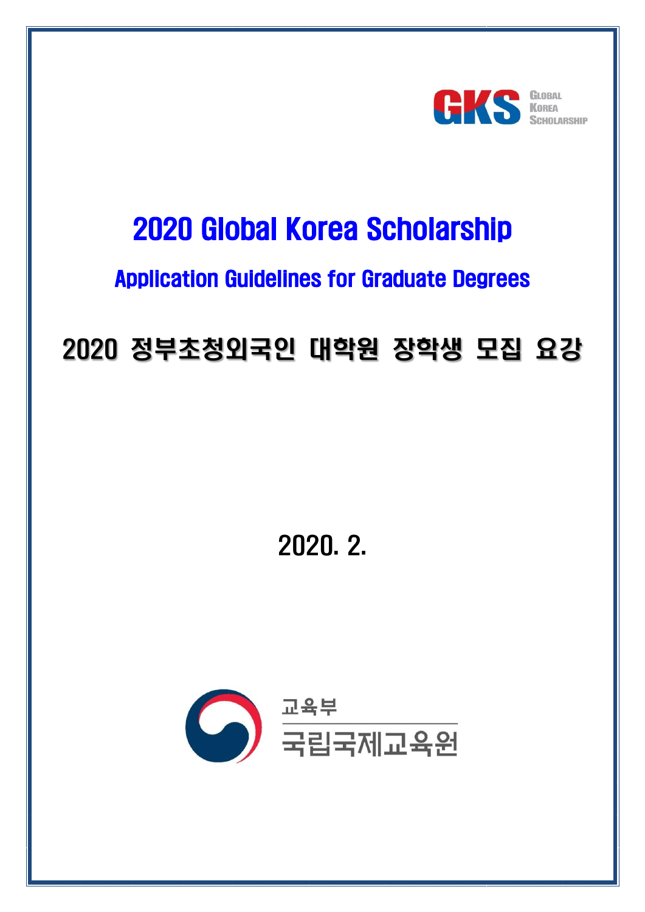GKS Global Korea Scholarship

# 2020 Global Korea Scholarship

## Application Guidelines for Graduate Degrees

# 2020 정부초청외국인 대학원 장학생 모집 요강

2020. 2.

교육부

국립국제교육원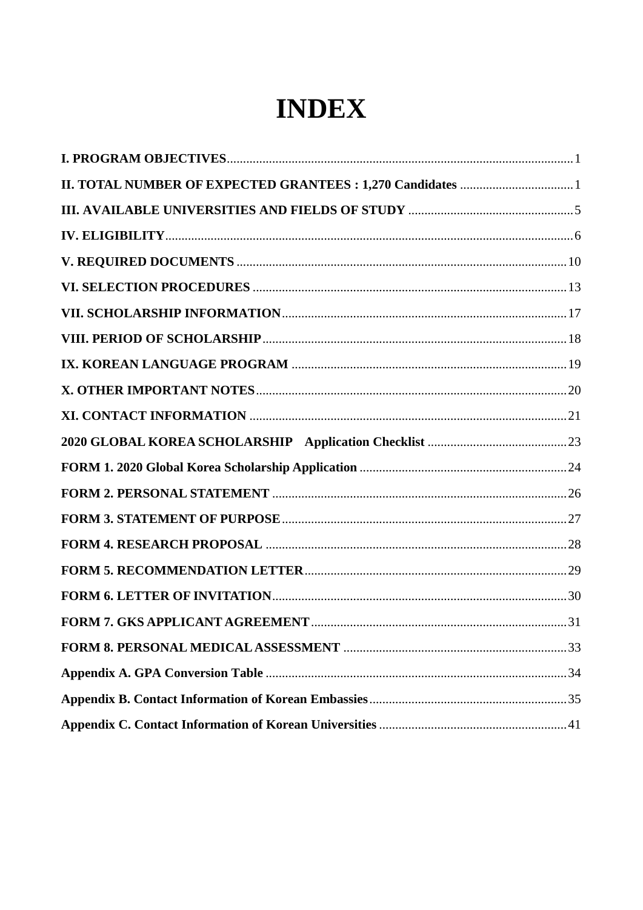# INDEX

**I. PROGRAM OBJECTIVES** .......... 1

**II. TOTAL NUMBER OF EXPECTED GRANTEES : 1,270 Candidates** .......... 1

**III. AVAILABLE UNIVERSITIES AND FIELDS OF STUDY** .......... 5

**IV. ELIGIBILITY** .......... 6

**V. REQUIRED DOCUMENTS** .......... 10

**VI. SELECTION PROCEDURES** .......... 13

**VII. SCHOLARSHIP INFORMATION** .......... 17

**VIII. PERIOD OF SCHOLARSHIP** .......... 18

**IX. KOREAN LANGUAGE PROGRAM** .......... 19

**X. OTHER IMPORTANT NOTES** .......... 20

**XI. CONTACT INFORMATION** .......... 21

**2020 GLOBAL KOREA SCHOLARSHIP Application Checklist** .......... 23

**FORM 1. 2020 Global Korea Scholarship Application** .......... 24

**FORM 2. PERSONAL STATEMENT** .......... 26

**FORM 3. STATEMENT OF PURPOSE** .......... 27

**FORM 4. RESEARCH PROPOSAL** .......... 28

**FORM 5. RECOMMENDATION LETTER** .......... 29

**FORM 6. LETTER OF INVITATION** .......... 30

**FORM 7. GKS APPLICANT AGREEMENT** .......... 31

**FORM 8. PERSONAL MEDICAL ASSESSMENT** .......... 33

**Appendix A. GPA Conversion Table** .......... 34

**Appendix B. Contact Information of Korean Embassies** .......... 35

**Appendix C. Contact Information of Korean Universities** .......... 41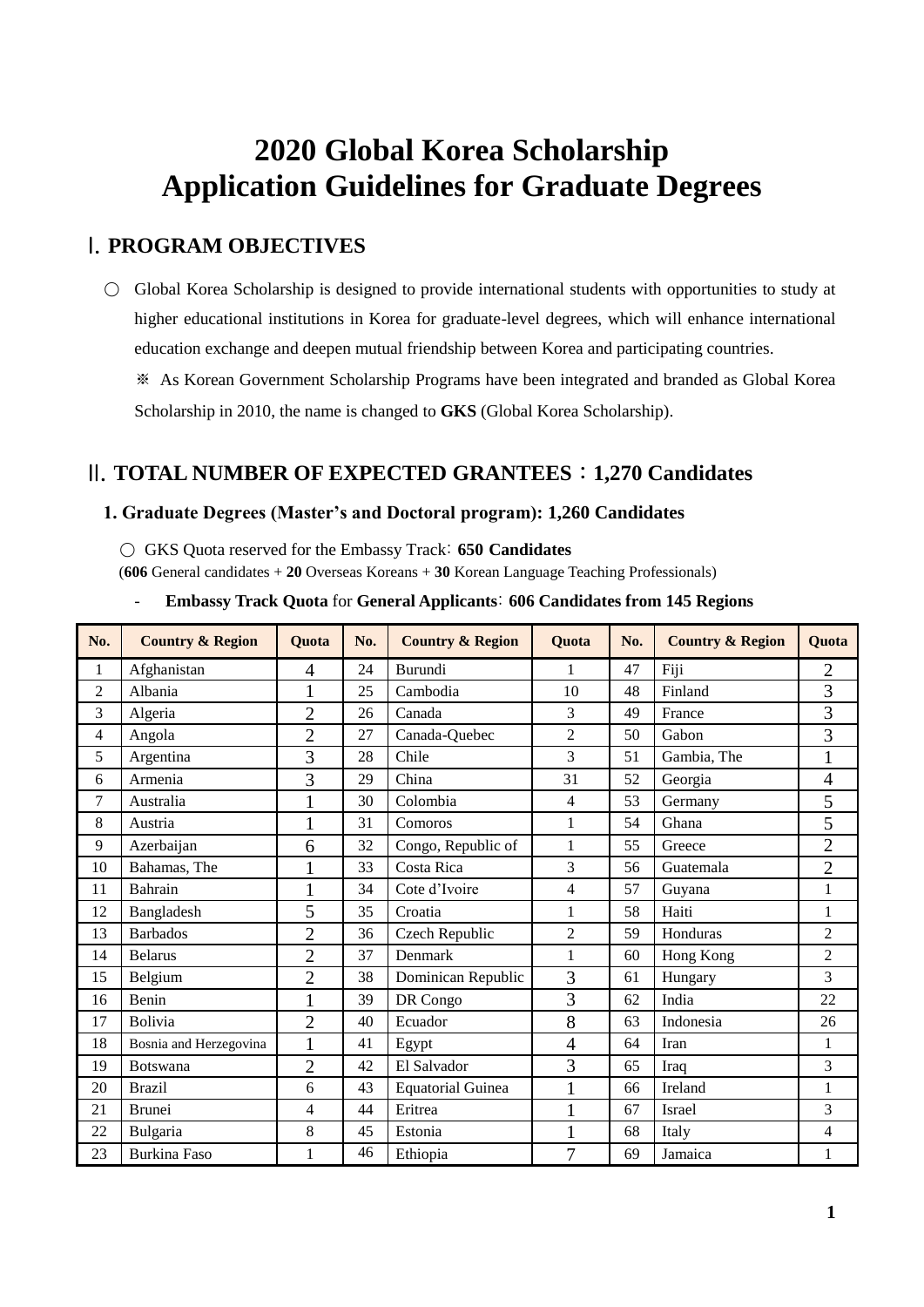# 2020 Global Korea Scholarship
# Application Guidelines for Graduate Degrees

## Ⅰ. PROGRAM OBJECTIVES

○ Global Korea Scholarship is designed to provide international students with opportunities to study at higher educational institutions in Korea for graduate-level degrees, which will enhance international education exchange and deepen mutual friendship between Korea and participating countries.

※ As Korean Government Scholarship Programs have been integrated and branded as Global Korea Scholarship in 2010, the name is changed to **GKS** (Global Korea Scholarship).

## Ⅱ. TOTAL NUMBER OF EXPECTED GRANTEES : 1,270 Candidates

### 1. Graduate Degrees (Master's and Doctoral program): 1,260 Candidates

○ GKS Quota reserved for the Embassy Track: **650 Candidates**
(**606** General candidates + **20** Overseas Koreans + **30** Korean Language Teaching Professionals)

- **Embassy Track Quota** for **General Applicants**: **606 Candidates from 145 Regions**

| No. | Country & Region | Quota | No. | Country & Region | Quota | No. | Country & Region | Quota |
|---|---|---|---|---|---|---|---|---|
| 1 | Afghanistan | 4 | 24 | Burundi | 1 | 47 | Fiji | 2 |
| 2 | Albania | 1 | 25 | Cambodia | 10 | 48 | Finland | 3 |
| 3 | Algeria | 2 | 26 | Canada | 3 | 49 | France | 3 |
| 4 | Angola | 2 | 27 | Canada-Quebec | 2 | 50 | Gabon | 3 |
| 5 | Argentina | 3 | 28 | Chile | 3 | 51 | Gambia, The | 1 |
| 6 | Armenia | 3 | 29 | China | 31 | 52 | Georgia | 4 |
| 7 | Australia | 1 | 30 | Colombia | 4 | 53 | Germany | 5 |
| 8 | Austria | 1 | 31 | Comoros | 1 | 54 | Ghana | 5 |
| 9 | Azerbaijan | 6 | 32 | Congo, Republic of | 1 | 55 | Greece | 2 |
| 10 | Bahamas, The | 1 | 33 | Costa Rica | 3 | 56 | Guatemala | 2 |
| 11 | Bahrain | 1 | 34 | Cote d'Ivoire | 4 | 57 | Guyana | 1 |
| 12 | Bangladesh | 5 | 35 | Croatia | 1 | 58 | Haiti | 1 |
| 13 | Barbados | 2 | 36 | Czech Republic | 2 | 59 | Honduras | 2 |
| 14 | Belarus | 2 | 37 | Denmark | 1 | 60 | Hong Kong | 2 |
| 15 | Belgium | 2 | 38 | Dominican Republic | 3 | 61 | Hungary | 3 |
| 16 | Benin | 1 | 39 | DR Congo | 3 | 62 | India | 22 |
| 17 | Bolivia | 2 | 40 | Ecuador | 8 | 63 | Indonesia | 26 |
| 18 | Bosnia and Herzegovina | 1 | 41 | Egypt | 4 | 64 | Iran | 1 |
| 19 | Botswana | 2 | 42 | El Salvador | 3 | 65 | Iraq | 3 |
| 20 | Brazil | 6 | 43 | Equatorial Guinea | 1 | 66 | Ireland | 1 |
| 21 | Brunei | 4 | 44 | Eritrea | 1 | 67 | Israel | 3 |
| 22 | Bulgaria | 8 | 45 | Estonia | 1 | 68 | Italy | 4 |
| 23 | Burkina Faso | 1 | 46 | Ethiopia | 7 | 69 | Jamaica | 1 |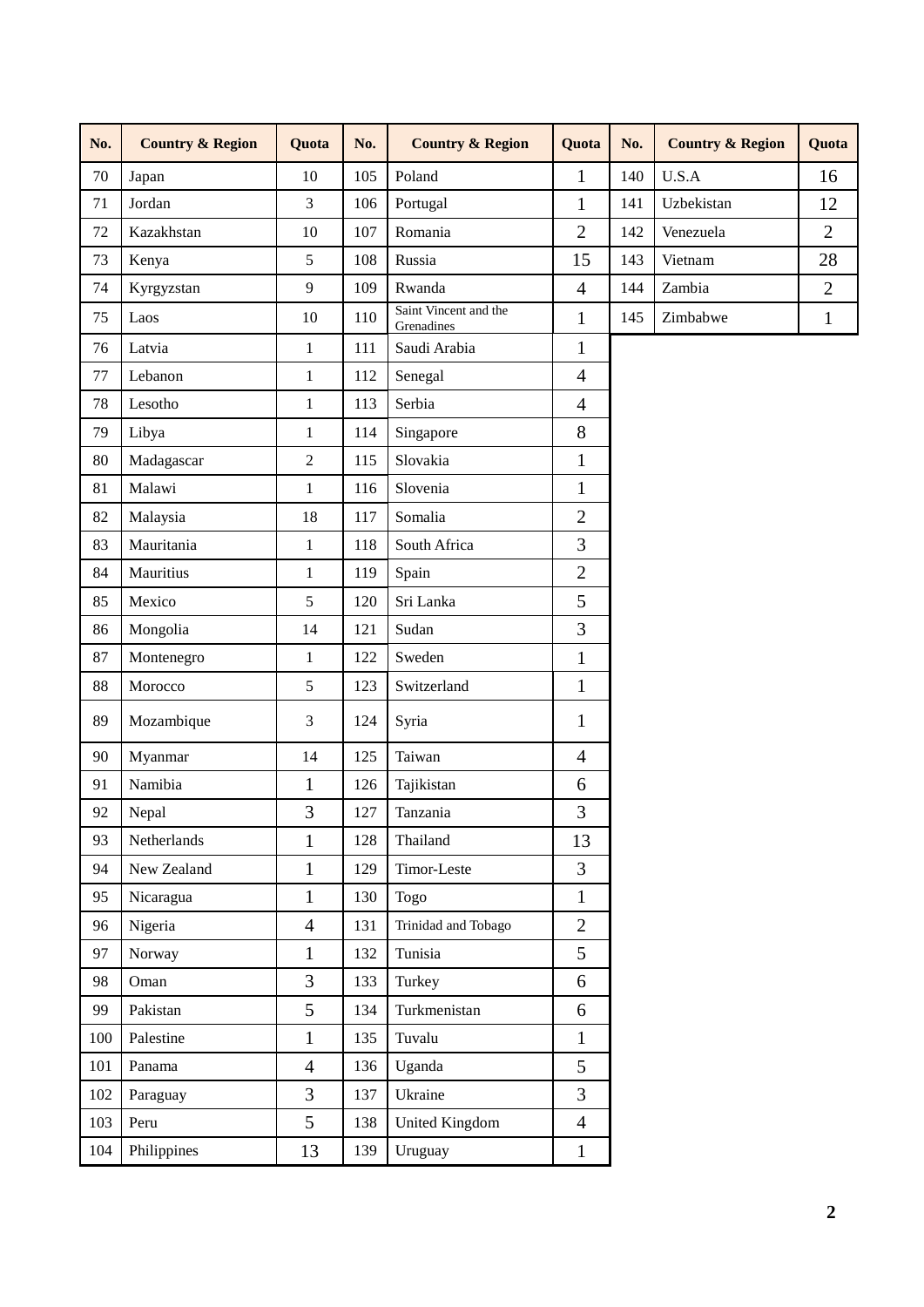| No. | Country & Region | Quota | No. | Country & Region | Quota | No. | Country & Region | Quota |
|---|---|---|---|---|---|---|---|---|
| 70 | Japan | 10 | 105 | Poland | 1 | 140 | U.S.A | 16 |
| 71 | Jordan | 3 | 106 | Portugal | 1 | 141 | Uzbekistan | 12 |
| 72 | Kazakhstan | 10 | 107 | Romania | 2 | 142 | Venezuela | 2 |
| 73 | Kenya | 5 | 108 | Russia | 15 | 143 | Vietnam | 28 |
| 74 | Kyrgyzstan | 9 | 109 | Rwanda | 4 | 144 | Zambia | 2 |
| 75 | Laos | 10 | 110 | Saint Vincent and the Grenadines | 1 | 145 | Zimbabwe | 1 |
| 76 | Latvia | 1 | 111 | Saudi Arabia | 1 | | | |
| 77 | Lebanon | 1 | 112 | Senegal | 4 | | | |
| 78 | Lesotho | 1 | 113 | Serbia | 4 | | | |
| 79 | Libya | 1 | 114 | Singapore | 8 | | | |
| 80 | Madagascar | 2 | 115 | Slovakia | 1 | | | |
| 81 | Malawi | 1 | 116 | Slovenia | 1 | | | |
| 82 | Malaysia | 18 | 117 | Somalia | 2 | | | |
| 83 | Mauritania | 1 | 118 | South Africa | 3 | | | |
| 84 | Mauritius | 1 | 119 | Spain | 2 | | | |
| 85 | Mexico | 5 | 120 | Sri Lanka | 5 | | | |
| 86 | Mongolia | 14 | 121 | Sudan | 3 | | | |
| 87 | Montenegro | 1 | 122 | Sweden | 1 | | | |
| 88 | Morocco | 5 | 123 | Switzerland | 1 | | | |
| 89 | Mozambique | 3 | 124 | Syria | 1 | | | |
| 90 | Myanmar | 14 | 125 | Taiwan | 4 | | | |
| 91 | Namibia | 1 | 126 | Tajikistan | 6 | | | |
| 92 | Nepal | 3 | 127 | Tanzania | 3 | | | |
| 93 | Netherlands | 1 | 128 | Thailand | 13 | | | |
| 94 | New Zealand | 1 | 129 | Timor-Leste | 3 | | | |
| 95 | Nicaragua | 1 | 130 | Togo | 1 | | | |
| 96 | Nigeria | 4 | 131 | Trinidad and Tobago | 2 | | | |
| 97 | Norway | 1 | 132 | Tunisia | 5 | | | |
| 98 | Oman | 3 | 133 | Turkey | 6 | | | |
| 99 | Pakistan | 5 | 134 | Turkmenistan | 6 | | | |
| 100 | Palestine | 1 | 135 | Tuvalu | 1 | | | |
| 101 | Panama | 4 | 136 | Uganda | 5 | | | |
| 102 | Paraguay | 3 | 137 | Ukraine | 3 | | | |
| 103 | Peru | 5 | 138 | United Kingdom | 4 | | | |
| 104 | Philippines | 13 | 139 | Uruguay | 1 | | | |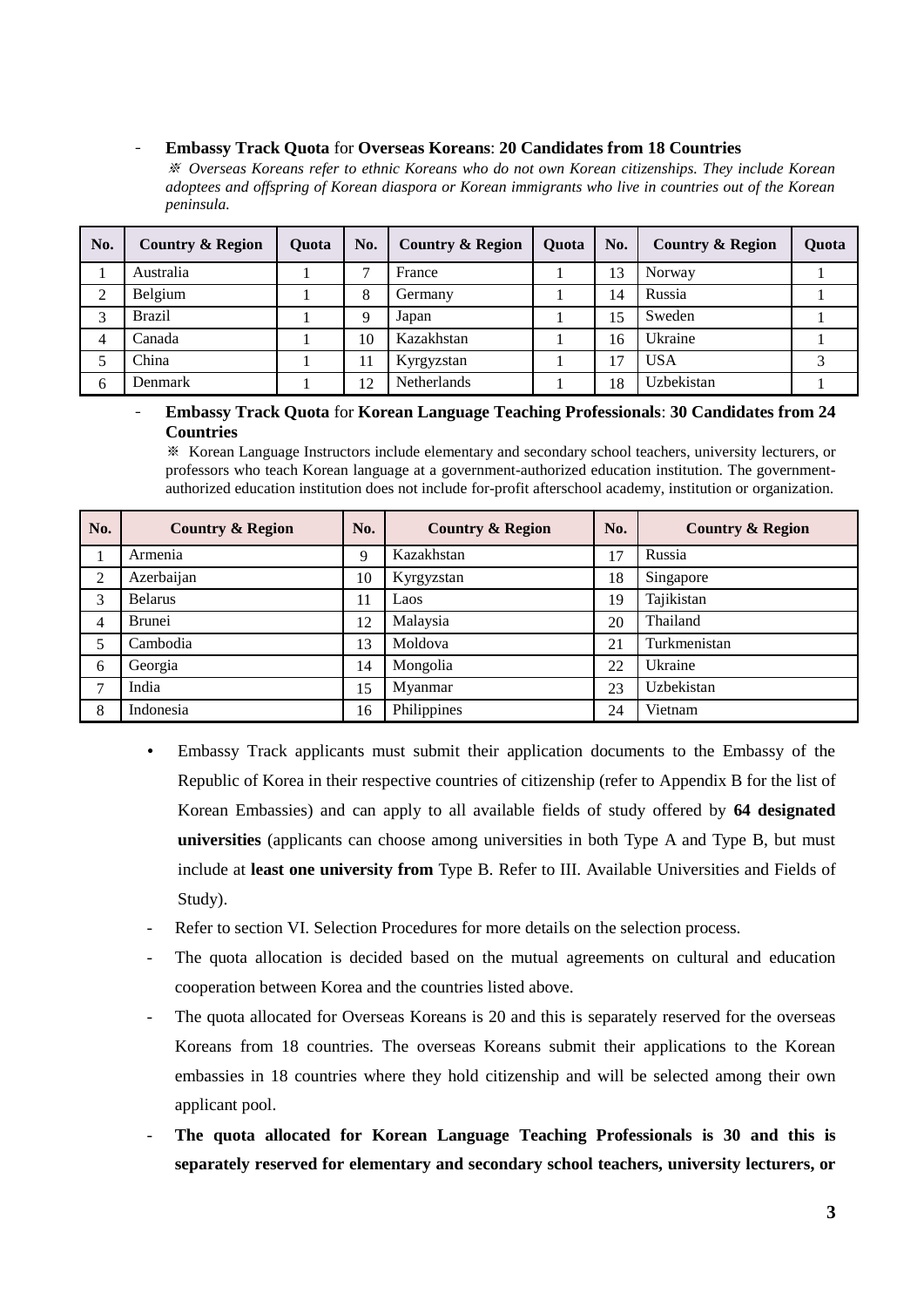- **Embassy Track Quota** for **Overseas Koreans**: **20 Candidates from 18 Countries**

  ※ *Overseas Koreans refer to ethnic Koreans who do not own Korean citizenships. They include Korean adoptees and offspring of Korean diaspora or Korean immigrants who live in countries out of the Korean peninsula.*

| No. | Country & Region | Quota | No. | Country & Region | Quota | No. | Country & Region | Quota |
|---|---|---|---|---|---|---|---|---|
| 1 | Australia | 1 | 7 | France | 1 | 13 | Norway | 1 |
| 2 | Belgium | 1 | 8 | Germany | 1 | 14 | Russia | 1 |
| 3 | Brazil | 1 | 9 | Japan | 1 | 15 | Sweden | 1 |
| 4 | Canada | 1 | 10 | Kazakhstan | 1 | 16 | Ukraine | 1 |
| 5 | China | 1 | 11 | Kyrgyzstan | 1 | 17 | USA | 3 |
| 6 | Denmark | 1 | 12 | Netherlands | 1 | 18 | Uzbekistan | 1 |

- **Embassy Track Quota** for **Korean Language Teaching Professionals**: **30 Candidates from 24 Countries**

  ※ Korean Language Instructors include elementary and secondary school teachers, university lecturers, or professors who teach Korean language at a government-authorized education institution. The government-authorized education institution does not include for-profit afterschool academy, institution or organization.

| No. | Country & Region | No. | Country & Region | No. | Country & Region |
|---|---|---|---|---|---|
| 1 | Armenia | 9 | Kazakhstan | 17 | Russia |
| 2 | Azerbaijan | 10 | Kyrgyzstan | 18 | Singapore |
| 3 | Belarus | 11 | Laos | 19 | Tajikistan |
| 4 | Brunei | 12 | Malaysia | 20 | Thailand |
| 5 | Cambodia | 13 | Moldova | 21 | Turkmenistan |
| 6 | Georgia | 14 | Mongolia | 22 | Ukraine |
| 7 | India | 15 | Myanmar | 23 | Uzbekistan |
| 8 | Indonesia | 16 | Philippines | 24 | Vietnam |

- Embassy Track applicants must submit their application documents to the Embassy of the Republic of Korea in their respective countries of citizenship (refer to Appendix B for the list of Korean Embassies) and can apply to all available fields of study offered by **64 designated universities** (applicants can choose among universities in both Type A and Type B, but must include at **least one university from** Type B. Refer to III. Available Universities and Fields of Study).

- Refer to section VI. Selection Procedures for more details on the selection process.
- The quota allocation is decided based on the mutual agreements on cultural and education cooperation between Korea and the countries listed above.
- The quota allocated for Overseas Koreans is 20 and this is separately reserved for the overseas Koreans from 18 countries. The overseas Koreans submit their applications to the Korean embassies in 18 countries where they hold citizenship and will be selected among their own applicant pool.
- **The quota allocated for Korean Language Teaching Professionals is 30 and this is separately reserved for elementary and secondary school teachers, university lecturers, or**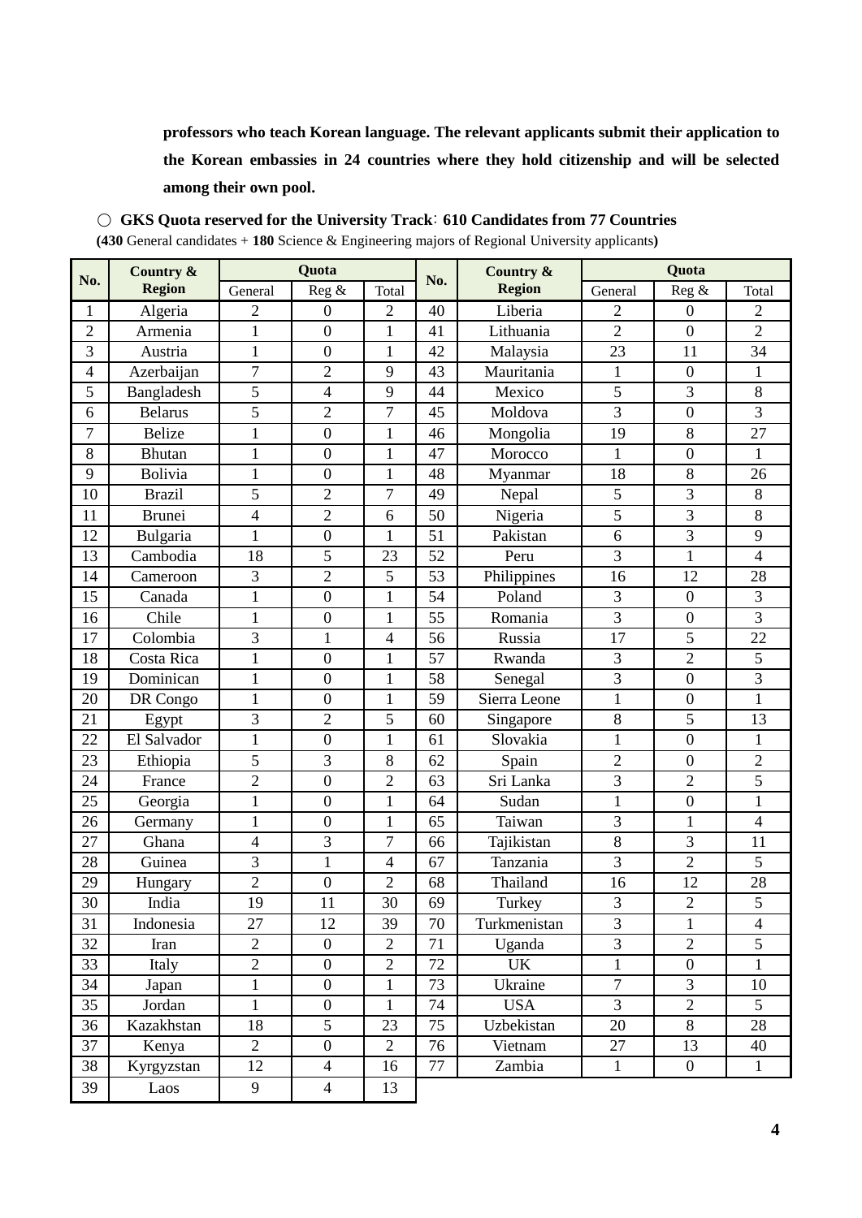**professors who teach Korean language. The relevant applicants submit their application to the Korean embassies in 24 countries where they hold citizenship and will be selected among their own pool.**

○ **GKS Quota reserved for the University Track: 610 Candidates from 77 Countries**
**(430** General candidates + **180** Science & Engineering majors of Regional University applicants**)**

| No. | Country & Region | Quota | | | No. | Country & Region | Quota | | |
|---|---|---|---|---|---|---|---|---|---|
| | | General | Reg & | Total | | | General | Reg & | Total |
| 1 | Algeria | 2 | 0 | 2 | 40 | Liberia | 2 | 0 | 2 |
| 2 | Armenia | 1 | 0 | 1 | 41 | Lithuania | 2 | 0 | 2 |
| 3 | Austria | 1 | 0 | 1 | 42 | Malaysia | 23 | 11 | 34 |
| 4 | Azerbaijan | 7 | 2 | 9 | 43 | Mauritania | 1 | 0 | 1 |
| 5 | Bangladesh | 5 | 4 | 9 | 44 | Mexico | 5 | 3 | 8 |
| 6 | Belarus | 5 | 2 | 7 | 45 | Moldova | 3 | 0 | 3 |
| 7 | Belize | 1 | 0 | 1 | 46 | Mongolia | 19 | 8 | 27 |
| 8 | Bhutan | 1 | 0 | 1 | 47 | Morocco | 1 | 0 | 1 |
| 9 | Bolivia | 1 | 0 | 1 | 48 | Myanmar | 18 | 8 | 26 |
| 10 | Brazil | 5 | 2 | 7 | 49 | Nepal | 5 | 3 | 8 |
| 11 | Brunei | 4 | 2 | 6 | 50 | Nigeria | 5 | 3 | 8 |
| 12 | Bulgaria | 1 | 0 | 1 | 51 | Pakistan | 6 | 3 | 9 |
| 13 | Cambodia | 18 | 5 | 23 | 52 | Peru | 3 | 1 | 4 |
| 14 | Cameroon | 3 | 2 | 5 | 53 | Philippines | 16 | 12 | 28 |
| 15 | Canada | 1 | 0 | 1 | 54 | Poland | 3 | 0 | 3 |
| 16 | Chile | 1 | 0 | 1 | 55 | Romania | 3 | 0 | 3 |
| 17 | Colombia | 3 | 1 | 4 | 56 | Russia | 17 | 5 | 22 |
| 18 | Costa Rica | 1 | 0 | 1 | 57 | Rwanda | 3 | 2 | 5 |
| 19 | Dominican | 1 | 0 | 1 | 58 | Senegal | 3 | 0 | 3 |
| 20 | DR Congo | 1 | 0 | 1 | 59 | Sierra Leone | 1 | 0 | 1 |
| 21 | Egypt | 3 | 2 | 5 | 60 | Singapore | 8 | 5 | 13 |
| 22 | El Salvador | 1 | 0 | 1 | 61 | Slovakia | 1 | 0 | 1 |
| 23 | Ethiopia | 5 | 3 | 8 | 62 | Spain | 2 | 0 | 2 |
| 24 | France | 2 | 0 | 2 | 63 | Sri Lanka | 3 | 2 | 5 |
| 25 | Georgia | 1 | 0 | 1 | 64 | Sudan | 1 | 0 | 1 |
| 26 | Germany | 1 | 0 | 1 | 65 | Taiwan | 3 | 1 | 4 |
| 27 | Ghana | 4 | 3 | 7 | 66 | Tajikistan | 8 | 3 | 11 |
| 28 | Guinea | 3 | 1 | 4 | 67 | Tanzania | 3 | 2 | 5 |
| 29 | Hungary | 2 | 0 | 2 | 68 | Thailand | 16 | 12 | 28 |
| 30 | India | 19 | 11 | 30 | 69 | Turkey | 3 | 2 | 5 |
| 31 | Indonesia | 27 | 12 | 39 | 70 | Turkmenistan | 3 | 1 | 4 |
| 32 | Iran | 2 | 0 | 2 | 71 | Uganda | 3 | 2 | 5 |
| 33 | Italy | 2 | 0 | 2 | 72 | UK | 1 | 0 | 1 |
| 34 | Japan | 1 | 0 | 1 | 73 | Ukraine | 7 | 3 | 10 |
| 35 | Jordan | 1 | 0 | 1 | 74 | USA | 3 | 2 | 5 |
| 36 | Kazakhstan | 18 | 5 | 23 | 75 | Uzbekistan | 20 | 8 | 28 |
| 37 | Kenya | 2 | 0 | 2 | 76 | Vietnam | 27 | 13 | 40 |
| 38 | Kyrgyzstan | 12 | 4 | 16 | 77 | Zambia | 1 | 0 | 1 |
| 39 | Laos | 9 | 4 | 13 | | | | | |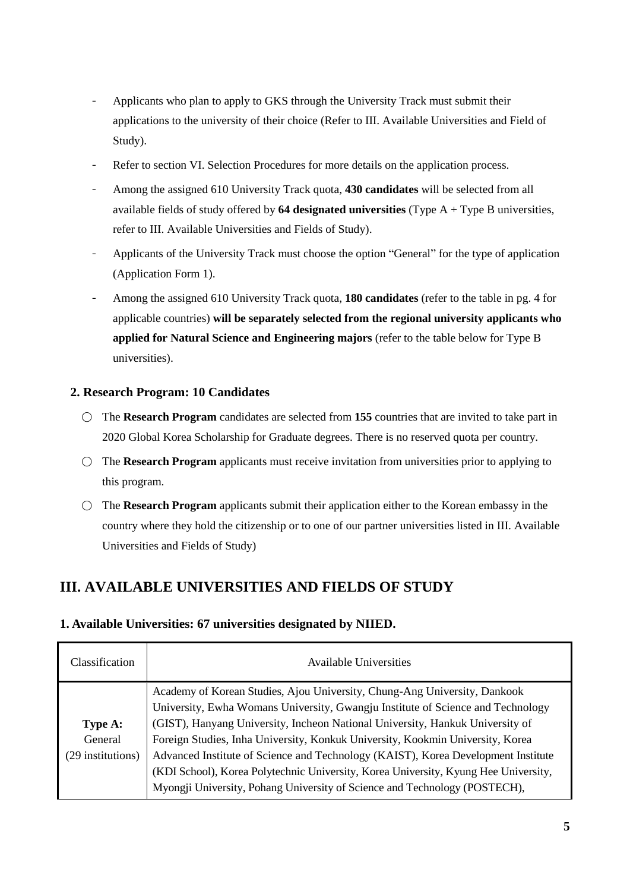- Applicants who plan to apply to GKS through the University Track must submit their applications to the university of their choice (Refer to III. Available Universities and Field of Study).
- Refer to section VI. Selection Procedures for more details on the application process.
- Among the assigned 610 University Track quota, **430 candidates** will be selected from all available fields of study offered by **64 designated universities** (Type A + Type B universities, refer to III. Available Universities and Fields of Study).
- Applicants of the University Track must choose the option "General" for the type of application (Application Form 1).
- Among the assigned 610 University Track quota, **180 candidates** (refer to the table in pg. 4 for applicable countries) **will be separately selected from the regional university applicants who applied for Natural Science and Engineering majors** (refer to the table below for Type B universities).

### 2. Research Program: 10 Candidates

- ○ The **Research Program** candidates are selected from **155** countries that are invited to take part in 2020 Global Korea Scholarship for Graduate degrees. There is no reserved quota per country.
- ○ The **Research Program** applicants must receive invitation from universities prior to applying to this program.
- ○ The **Research Program** applicants submit their application either to the Korean embassy in the country where they hold the citizenship or to one of our partner universities listed in III. Available Universities and Fields of Study)

## III. AVAILABLE UNIVERSITIES AND FIELDS OF STUDY

### 1. Available Universities: 67 universities designated by NIIED.

| Classification | Available Universities |
|---|---|
| **Type A:** General (29 institutions) | Academy of Korean Studies, Ajou University, Chung-Ang University, Dankook University, Ewha Womans University, Gwangju Institute of Science and Technology (GIST), Hanyang University, Incheon National University, Hankuk University of Foreign Studies, Inha University, Konkuk University, Kookmin University, Korea Advanced Institute of Science and Technology (KAIST), Korea Development Institute (KDI School), Korea Polytechnic University, Korea University, Kyung Hee University, Myongji University, Pohang University of Science and Technology (POSTECH), |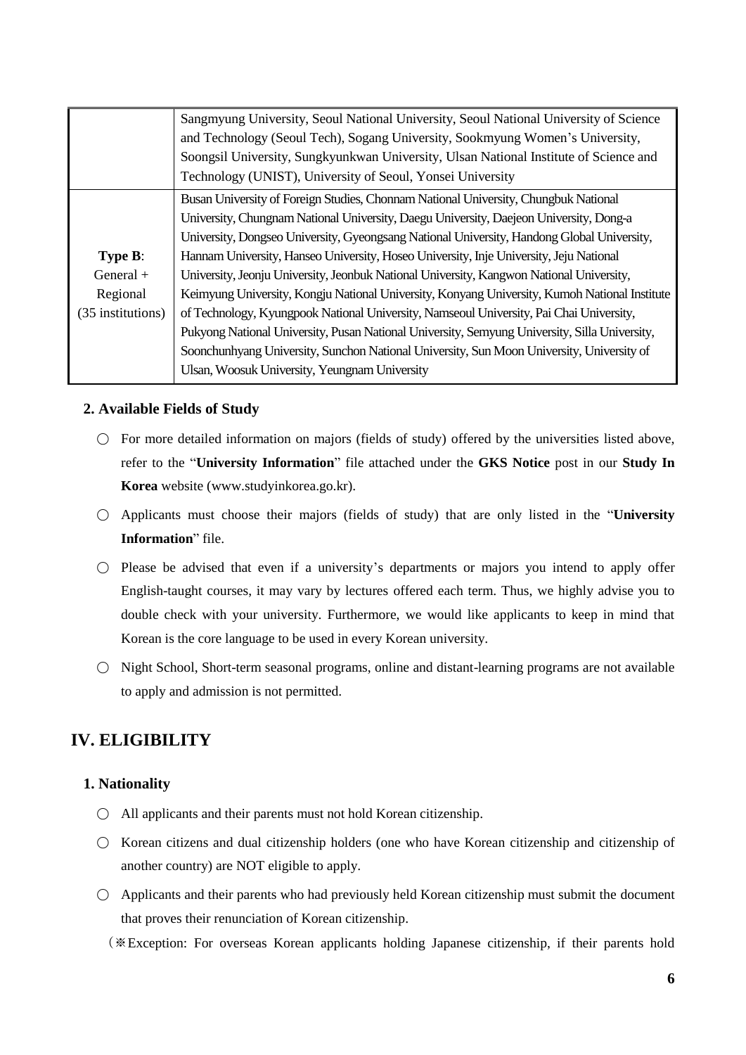| | |
|---|---|
| | Sangmyung University, Seoul National University, Seoul National University of Science and Technology (Seoul Tech), Sogang University, Sookmyung Women's University, Soongsil University, Sungkyunkwan University, Ulsan National Institute of Science and Technology (UNIST), University of Seoul, Yonsei University |
| **Type B**: General + Regional (35 institutions) | Busan University of Foreign Studies, Chonnam National University, Chungbuk National University, Chungnam National University, Daegu University, Daejeon University, Dong-a University, Dongseo University, Gyeongsang National University, Handong Global University, Hannam University, Hanseo University, Hoseo University, Inje University, Jeju National University, Jeonju University, Jeonbuk National University, Kangwon National University, Keimyung University, Kongju National University, Konyang University, Kumoh National Institute of Technology, Kyungpook National University, Namseoul University, Pai Chai University, Pukyong National University, Pusan National University, Semyung University, Silla University, Soonchunhyang University, Sunchon National University, Sun Moon University, University of Ulsan, Woosuk University, Yeungnam University |

### 2. Available Fields of Study

○ For more detailed information on majors (fields of study) offered by the universities listed above, refer to the "**University Information**" file attached under the **GKS Notice** post in our **Study In Korea** website (www.studyinkorea.go.kr).

○ Applicants must choose their majors (fields of study) that are only listed in the "**University Information**" file.

○ Please be advised that even if a university's departments or majors you intend to apply offer English-taught courses, it may vary by lectures offered each term. Thus, we highly advise you to double check with your university. Furthermore, we would like applicants to keep in mind that Korean is the core language to be used in every Korean university.

○ Night School, Short-term seasonal programs, online and distant-learning programs are not available to apply and admission is not permitted.

## IV. ELIGIBILITY

### 1. Nationality

○ All applicants and their parents must not hold Korean citizenship.

○ Korean citizens and dual citizenship holders (one who have Korean citizenship and citizenship of another country) are NOT eligible to apply.

○ Applicants and their parents who had previously held Korean citizenship must submit the document that proves their renunciation of Korean citizenship.

(※Exception: For overseas Korean applicants holding Japanese citizenship, if their parents hold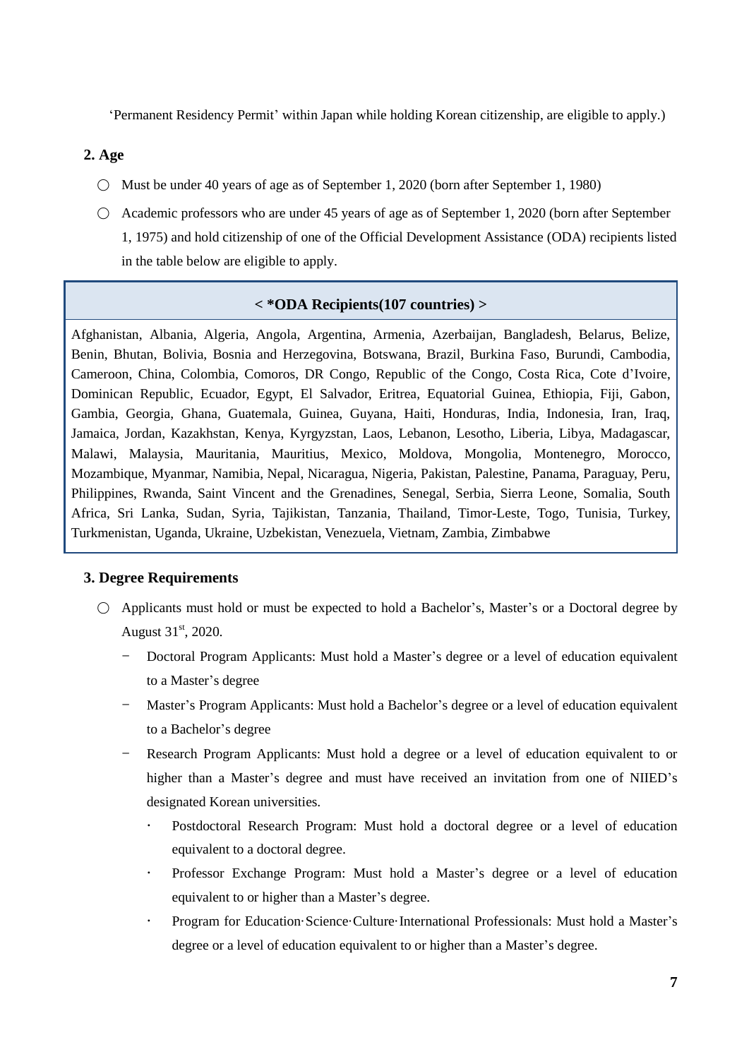'Permanent Residency Permit' within Japan while holding Korean citizenship, are eligible to apply.)

## 2. Age

- ○ Must be under 40 years of age as of September 1, 2020 (born after September 1, 1980)
- ○ Academic professors who are under 45 years of age as of September 1, 2020 (born after September 1, 1975) and hold citizenship of one of the Official Development Assistance (ODA) recipients listed in the table below are eligible to apply.

| < *ODA Recipients(107 countries) > |
|---|
| Afghanistan, Albania, Algeria, Angola, Argentina, Armenia, Azerbaijan, Bangladesh, Belarus, Belize, Benin, Bhutan, Bolivia, Bosnia and Herzegovina, Botswana, Brazil, Burkina Faso, Burundi, Cambodia, Cameroon, China, Colombia, Comoros, DR Congo, Republic of the Congo, Costa Rica, Cote d'Ivoire, Dominican Republic, Ecuador, Egypt, El Salvador, Eritrea, Equatorial Guinea, Ethiopia, Fiji, Gabon, Gambia, Georgia, Ghana, Guatemala, Guinea, Guyana, Haiti, Honduras, India, Indonesia, Iran, Iraq, Jamaica, Jordan, Kazakhstan, Kenya, Kyrgyzstan, Laos, Lebanon, Lesotho, Liberia, Libya, Madagascar, Malawi, Malaysia, Mauritania, Mauritius, Mexico, Moldova, Mongolia, Montenegro, Morocco, Mozambique, Myanmar, Namibia, Nepal, Nicaragua, Nigeria, Pakistan, Palestine, Panama, Paraguay, Peru, Philippines, Rwanda, Saint Vincent and the Grenadines, Senegal, Serbia, Sierra Leone, Somalia, South Africa, Sri Lanka, Sudan, Syria, Tajikistan, Tanzania, Thailand, Timor-Leste, Togo, Tunisia, Turkey, Turkmenistan, Uganda, Ukraine, Uzbekistan, Venezuela, Vietnam, Zambia, Zimbabwe |

## 3. Degree Requirements

- ○ Applicants must hold or must be expected to hold a Bachelor's, Master's or a Doctoral degree by August 31st, 2020.
  - − Doctoral Program Applicants: Must hold a Master's degree or a level of education equivalent to a Master's degree
  - − Master's Program Applicants: Must hold a Bachelor's degree or a level of education equivalent to a Bachelor's degree
  - − Research Program Applicants: Must hold a degree or a level of education equivalent to or higher than a Master's degree and must have received an invitation from one of NIIED's designated Korean universities.
    - · Postdoctoral Research Program: Must hold a doctoral degree or a level of education equivalent to a doctoral degree.
    - · Professor Exchange Program: Must hold a Master's degree or a level of education equivalent to or higher than a Master's degree.
    - · Program for Education·Science·Culture·International Professionals: Must hold a Master's degree or a level of education equivalent to or higher than a Master's degree.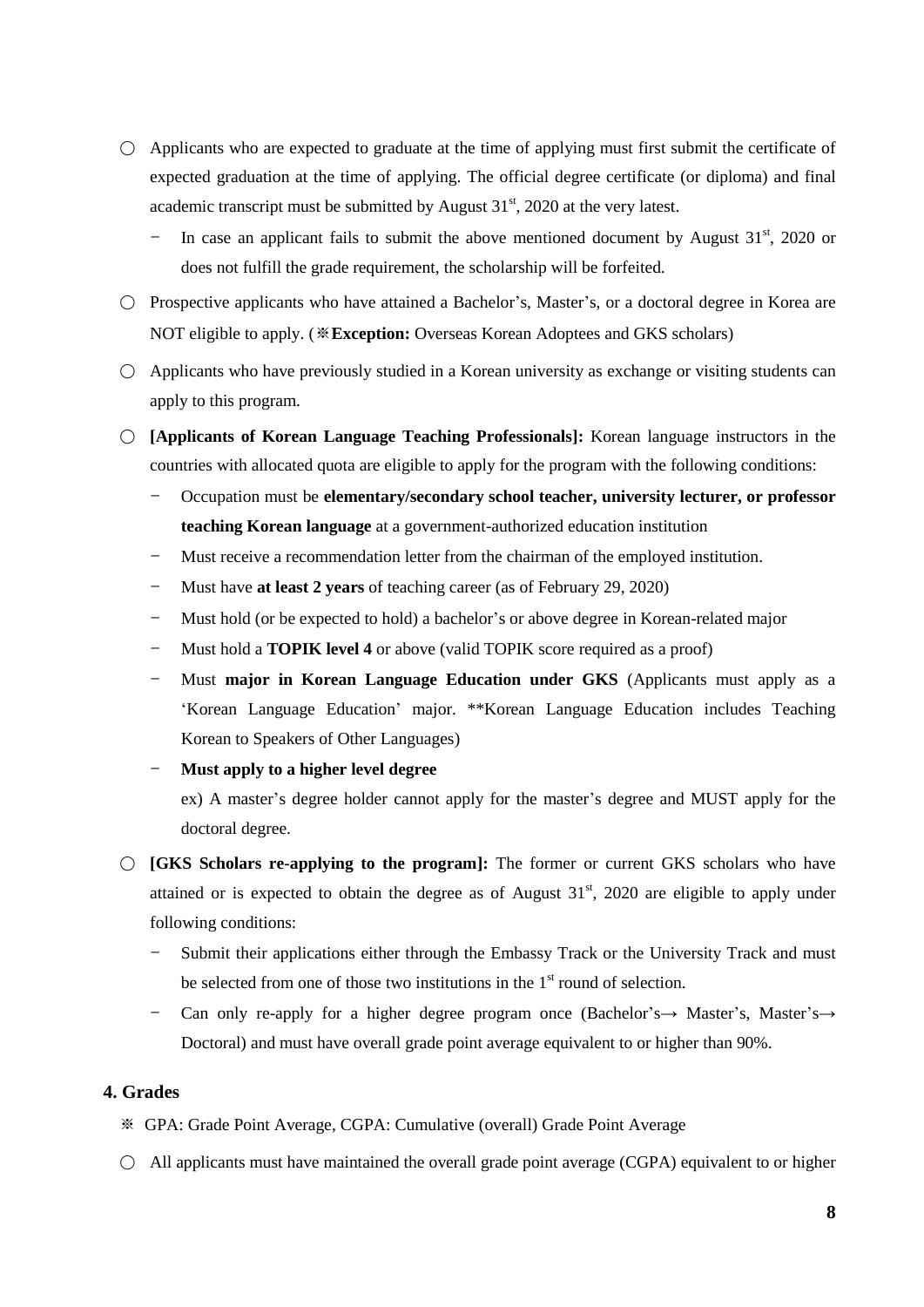○ Applicants who are expected to graduate at the time of applying must first submit the certificate of expected graduation at the time of applying. The official degree certificate (or diploma) and final academic transcript must be submitted by August 31st, 2020 at the very latest.

  - In case an applicant fails to submit the above mentioned document by August 31st, 2020 or does not fulfill the grade requirement, the scholarship will be forfeited.

○ Prospective applicants who have attained a Bachelor's, Master's, or a doctoral degree in Korea are NOT eligible to apply. (※**Exception:** Overseas Korean Adoptees and GKS scholars)

○ Applicants who have previously studied in a Korean university as exchange or visiting students can apply to this program.

○ **[Applicants of Korean Language Teaching Professionals]:** Korean language instructors in the countries with allocated quota are eligible to apply for the program with the following conditions:

  - Occupation must be **elementary/secondary school teacher, university lecturer, or professor teaching Korean language** at a government-authorized education institution
  - Must receive a recommendation letter from the chairman of the employed institution.
  - Must have **at least 2 years** of teaching career (as of February 29, 2020)
  - Must hold (or be expected to hold) a bachelor's or above degree in Korean-related major
  - Must hold a **TOPIK level 4** or above (valid TOPIK score required as a proof)
  - Must **major in Korean Language Education under GKS** (Applicants must apply as a 'Korean Language Education' major. **Korean Language Education includes Teaching Korean to Speakers of Other Languages)
  - **Must apply to a higher level degree**

    ex) A master's degree holder cannot apply for the master's degree and MUST apply for the doctoral degree.

○ **[GKS Scholars re-applying to the program]:** The former or current GKS scholars who have attained or is expected to obtain the degree as of August 31st, 2020 are eligible to apply under following conditions:

  - Submit their applications either through the Embassy Track or the University Track and must be selected from one of those two institutions in the 1st round of selection.
  - Can only re-apply for a higher degree program once (Bachelor's→ Master's, Master's→ Doctoral) and must have overall grade point average equivalent to or higher than 90%.

## 4. Grades

※ GPA: Grade Point Average, CGPA: Cumulative (overall) Grade Point Average

○ All applicants must have maintained the overall grade point average (CGPA) equivalent to or higher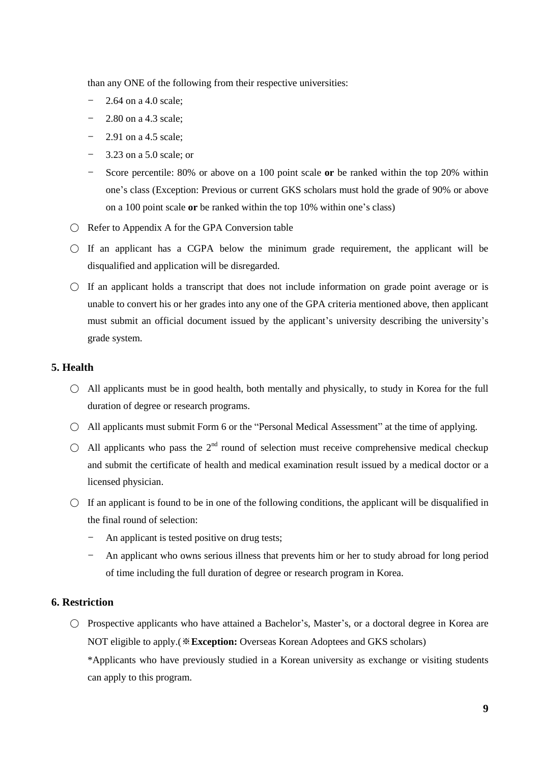than any ONE of the following from their respective universities:

- 2.64 on a 4.0 scale;
- 2.80 on a 4.3 scale;
- 2.91 on a 4.5 scale;
- 3.23 on a 5.0 scale; or
- Score percentile: 80% or above on a 100 point scale **or** be ranked within the top 20% within one's class (Exception: Previous or current GKS scholars must hold the grade of 90% or above on a 100 point scale **or** be ranked within the top 10% within one's class)

○ Refer to Appendix A for the GPA Conversion table

○ If an applicant has a CGPA below the minimum grade requirement, the applicant will be disqualified and application will be disregarded.

○ If an applicant holds a transcript that does not include information on grade point average or is unable to convert his or her grades into any one of the GPA criteria mentioned above, then applicant must submit an official document issued by the applicant's university describing the university's grade system.

### 5. Health

○ All applicants must be in good health, both mentally and physically, to study in Korea for the full duration of degree or research programs.

○ All applicants must submit Form 6 or the "Personal Medical Assessment" at the time of applying.

○ All applicants who pass the 2nd round of selection must receive comprehensive medical checkup and submit the certificate of health and medical examination result issued by a medical doctor or a licensed physician.

○ If an applicant is found to be in one of the following conditions, the applicant will be disqualified in the final round of selection:

- An applicant is tested positive on drug tests;
- An applicant who owns serious illness that prevents him or her to study abroad for long period of time including the full duration of degree or research program in Korea.

### 6. Restriction

○ Prospective applicants who have attained a Bachelor's, Master's, or a doctoral degree in Korea are NOT eligible to apply.(※**Exception:** Overseas Korean Adoptees and GKS scholars)

*Applicants who have previously studied in a Korean university as exchange or visiting students can apply to this program.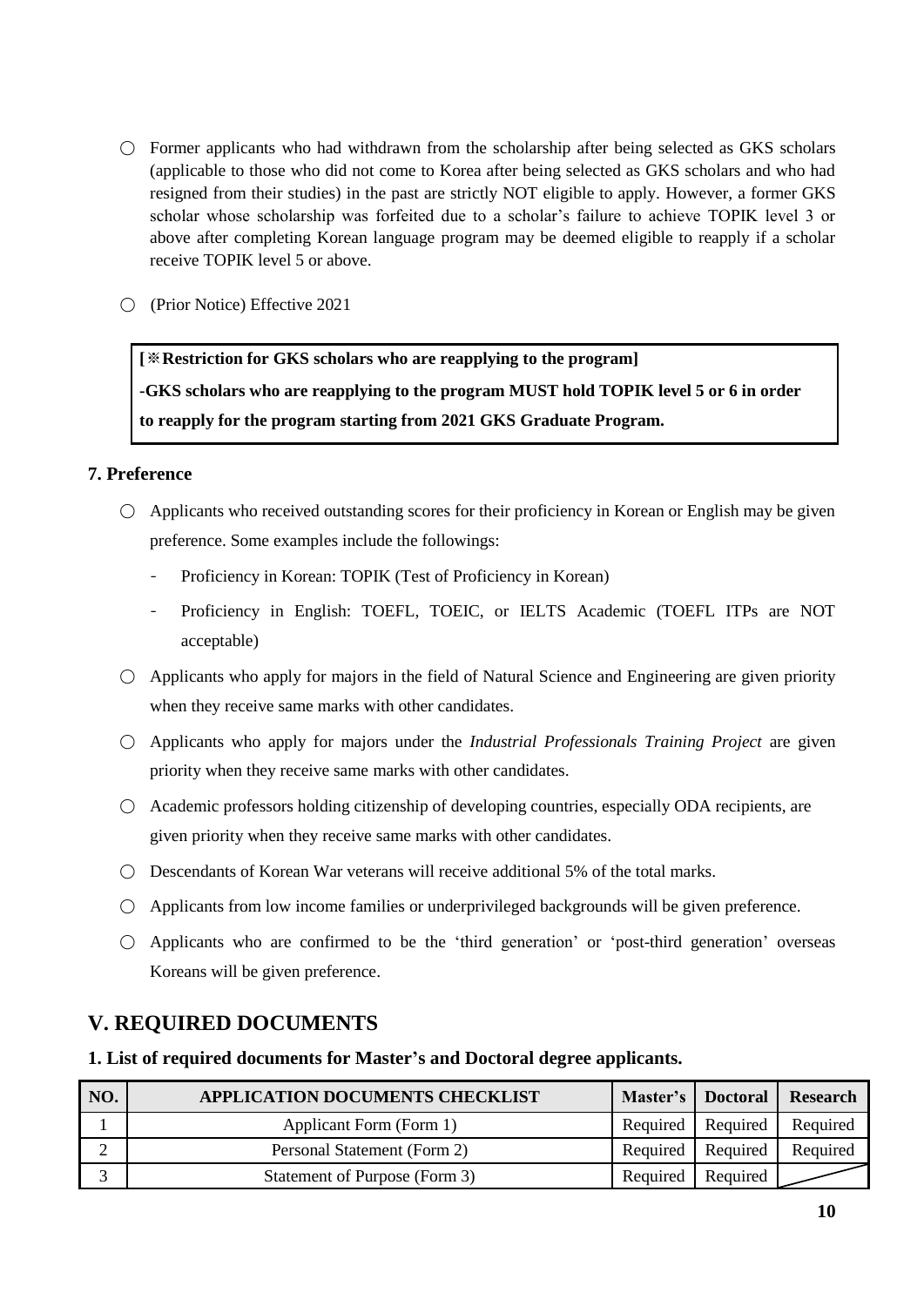○ Former applicants who had withdrawn from the scholarship after being selected as GKS scholars (applicable to those who did not come to Korea after being selected as GKS scholars and who had resigned from their studies) in the past are strictly NOT eligible to apply. However, a former GKS scholar whose scholarship was forfeited due to a scholar's failure to achieve TOPIK level 3 or above after completing Korean language program may be deemed eligible to reapply if a scholar receive TOPIK level 5 or above.

○ (Prior Notice) Effective 2021

> **[※Restriction for GKS scholars who are reapplying to the program]**
>
> **-GKS scholars who are reapplying to the program MUST hold TOPIK level 5 or 6 in order to reapply for the program starting from 2021 GKS Graduate Program.**

### 7. Preference

○ Applicants who received outstanding scores for their proficiency in Korean or English may be given preference. Some examples include the followings:

- Proficiency in Korean: TOPIK (Test of Proficiency in Korean)
- Proficiency in English: TOEFL, TOEIC, or IELTS Academic (TOEFL ITPs are NOT acceptable)

○ Applicants who apply for majors in the field of Natural Science and Engineering are given priority when they receive same marks with other candidates.

○ Applicants who apply for majors under the *Industrial Professionals Training Project* are given priority when they receive same marks with other candidates.

○ Academic professors holding citizenship of developing countries, especially ODA recipients, are given priority when they receive same marks with other candidates.

○ Descendants of Korean War veterans will receive additional 5% of the total marks.

○ Applicants from low income families or underprivileged backgrounds will be given preference.

○ Applicants who are confirmed to be the 'third generation' or 'post-third generation' overseas Koreans will be given preference.

## V. REQUIRED DOCUMENTS

### 1. List of required documents for Master's and Doctoral degree applicants.

| NO. | APPLICATION DOCUMENTS CHECKLIST | Master's | Doctoral | Research |
|---|---|---|---|---|
| 1 | Applicant Form (Form 1) | Required | Required | Required |
| 2 | Personal Statement (Form 2) | Required | Required | Required |
| 3 | Statement of Purpose (Form 3) | Required | Required | |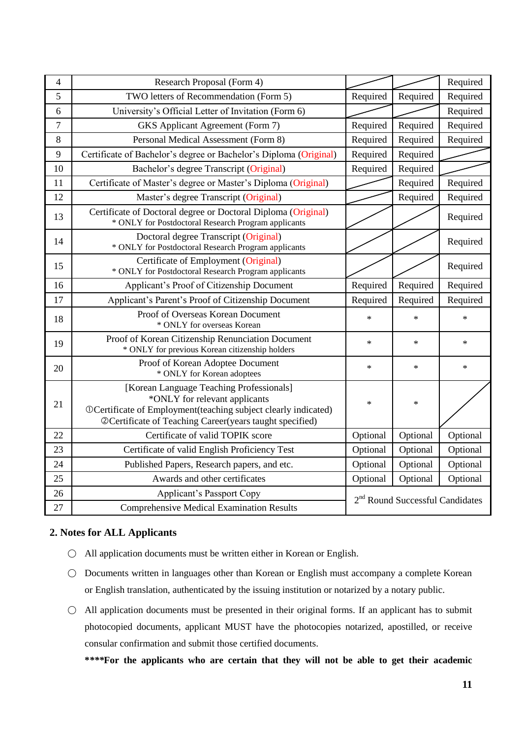| 4 | Research Proposal (Form 4) | | | Required |
|---|---|---|---|---|
| 5 | TWO letters of Recommendation (Form 5) | Required | Required | Required |
| 6 | University's Official Letter of Invitation (Form 6) | | | Required |
| 7 | GKS Applicant Agreement (Form 7) | Required | Required | Required |
| 8 | Personal Medical Assessment (Form 8) | Required | Required | Required |
| 9 | Certificate of Bachelor's degree or Bachelor's Diploma (Original) | Required | Required | |
| 10 | Bachelor's degree Transcript (Original) | Required | Required | |
| 11 | Certificate of Master's degree or Master's Diploma (Original) | | Required | Required |
| 12 | Master's degree Transcript (Original) | | Required | Required |
| 13 | Certificate of Doctoral degree or Doctoral Diploma (Original)<br>* ONLY for Postdoctoral Research Program applicants | | | Required |
| 14 | Doctoral degree Transcript (Original)<br>* ONLY for Postdoctoral Research Program applicants | | | Required |
| 15 | Certificate of Employment (Original)<br>* ONLY for Postdoctoral Research Program applicants | | | Required |
| 16 | Applicant's Proof of Citizenship Document | Required | Required | Required |
| 17 | Applicant's Parent's Proof of Citizenship Document | Required | Required | Required |
| 18 | Proof of Overseas Korean Document<br>* ONLY for overseas Korean | * | * | * |
| 19 | Proof of Korean Citizenship Renunciation Document<br>* ONLY for previous Korean citizenship holders | * | * | * |
| 20 | Proof of Korean Adoptee Document<br>* ONLY for Korean adoptees | * | * | * |
| 21 | [Korean Language Teaching Professionals]<br>*ONLY for relevant applicants<br>①Certificate of Employment(teaching subject clearly indicated)<br>②Certificate of Teaching Career(years taught specified) | * | * | |
| 22 | Certificate of valid TOPIK score | Optional | Optional | Optional |
| 23 | Certificate of valid English Proficiency Test | Optional | Optional | Optional |
| 24 | Published Papers, Research papers, and etc. | Optional | Optional | Optional |
| 25 | Awards and other certificates | Optional | Optional | Optional |
| 26 | Applicant's Passport Copy | 2nd Round Successful Candidates | | |
| 27 | Comprehensive Medical Examination Results | | | |

## 2. Notes for ALL Applicants

○ All application documents must be written either in Korean or English.

○ Documents written in languages other than Korean or English must accompany a complete Korean or English translation, authenticated by the issuing institution or notarized by a notary public.

○ All application documents must be presented in their original forms. If an applicant has to submit photocopied documents, applicant MUST have the photocopies notarized, apostilled, or receive consular confirmation and submit those certified documents.

**\*\*\*\*For the applicants who are certain that they will not be able to get their academic**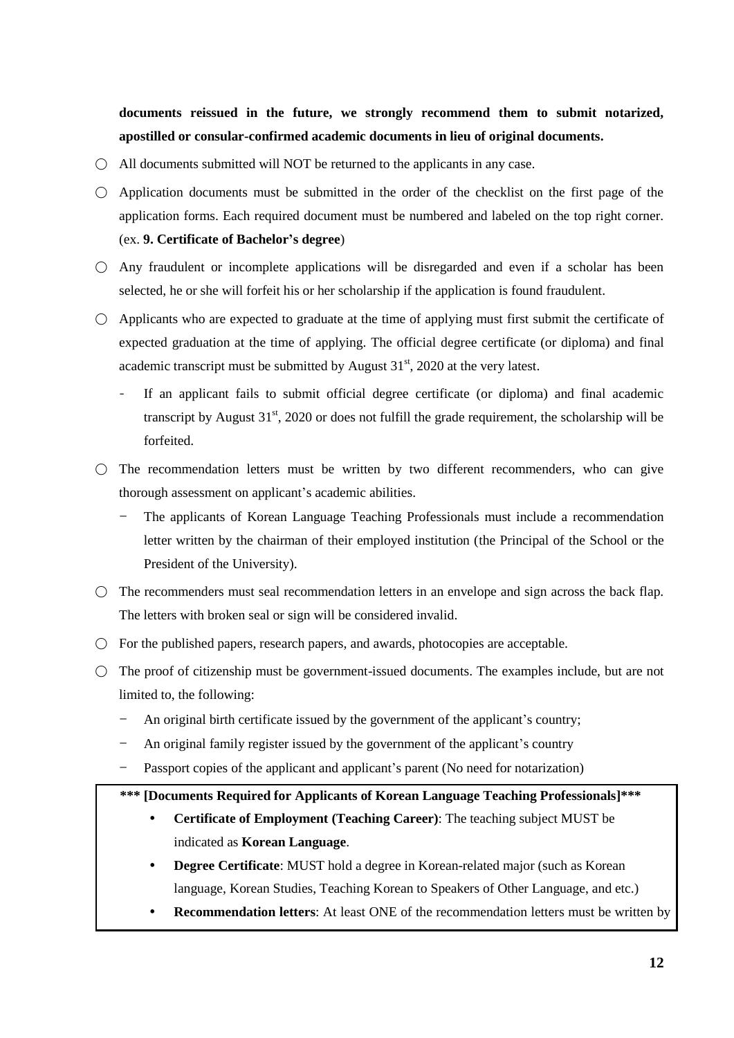**documents reissued in the future, we strongly recommend them to submit notarized, apostilled or consular-confirmed academic documents in lieu of original documents.**

○ All documents submitted will NOT be returned to the applicants in any case.

○ Application documents must be submitted in the order of the checklist on the first page of the application forms. Each required document must be numbered and labeled on the top right corner. (ex. **9. Certificate of Bachelor's degree**)

○ Any fraudulent or incomplete applications will be disregarded and even if a scholar has been selected, he or she will forfeit his or her scholarship if the application is found fraudulent.

○ Applicants who are expected to graduate at the time of applying must first submit the certificate of expected graduation at the time of applying. The official degree certificate (or diploma) and final academic transcript must be submitted by August 31st, 2020 at the very latest.

- If an applicant fails to submit official degree certificate (or diploma) and final academic transcript by August 31st, 2020 or does not fulfill the grade requirement, the scholarship will be forfeited.

○ The recommendation letters must be written by two different recommenders, who can give thorough assessment on applicant's academic abilities.

- The applicants of Korean Language Teaching Professionals must include a recommendation letter written by the chairman of their employed institution (the Principal of the School or the President of the University).

○ The recommenders must seal recommendation letters in an envelope and sign across the back flap. The letters with broken seal or sign will be considered invalid.

○ For the published papers, research papers, and awards, photocopies are acceptable.

○ The proof of citizenship must be government-issued documents. The examples include, but are not limited to, the following:

- An original birth certificate issued by the government of the applicant's country;
- An original family register issued by the government of the applicant's country
- Passport copies of the applicant and applicant's parent (No need for notarization)

**\*\*\* [Documents Required for Applicants of Korean Language Teaching Professionals]\*\*\***

- **Certificate of Employment (Teaching Career)**: The teaching subject MUST be indicated as **Korean Language**.
- **Degree Certificate**: MUST hold a degree in Korean-related major (such as Korean language, Korean Studies, Teaching Korean to Speakers of Other Language, and etc.)
- **Recommendation letters**: At least ONE of the recommendation letters must be written by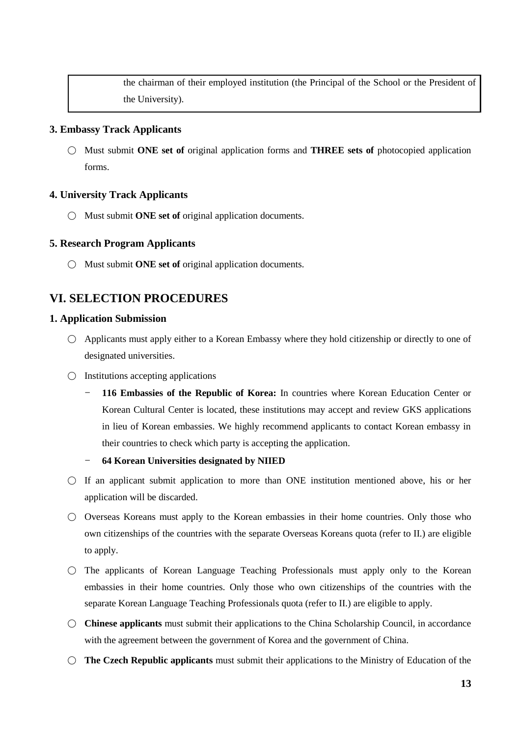the chairman of their employed institution (the Principal of the School or the President of the University).

### 3. Embassy Track Applicants

○ Must submit **ONE set of** original application forms and **THREE sets of** photocopied application forms.

### 4. University Track Applicants

○ Must submit **ONE set of** original application documents.

### 5. Research Program Applicants

○ Must submit **ONE set of** original application documents.

## VI. SELECTION PROCEDURES

### 1. Application Submission

○ Applicants must apply either to a Korean Embassy where they hold citizenship or directly to one of designated universities.

○ Institutions accepting applications

- **116 Embassies of the Republic of Korea:** In countries where Korean Education Center or Korean Cultural Center is located, these institutions may accept and review GKS applications in lieu of Korean embassies. We highly recommend applicants to contact Korean embassy in their countries to check which party is accepting the application.
- **64 Korean Universities designated by NIIED**

○ If an applicant submit application to more than ONE institution mentioned above, his or her application will be discarded.

○ Overseas Koreans must apply to the Korean embassies in their home countries. Only those who own citizenships of the countries with the separate Overseas Koreans quota (refer to II.) are eligible to apply.

○ The applicants of Korean Language Teaching Professionals must apply only to the Korean embassies in their home countries. Only those who own citizenships of the countries with the separate Korean Language Teaching Professionals quota (refer to II.) are eligible to apply.

○ **Chinese applicants** must submit their applications to the China Scholarship Council, in accordance with the agreement between the government of Korea and the government of China.

○ **The Czech Republic applicants** must submit their applications to the Ministry of Education of the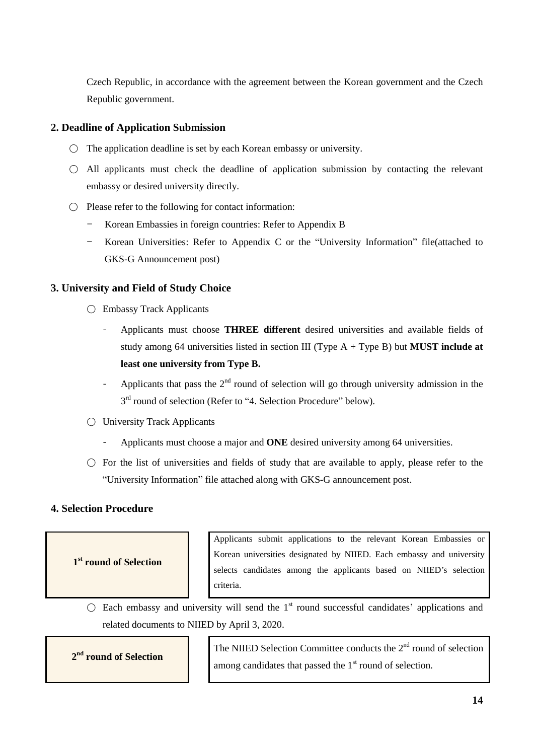Czech Republic, in accordance with the agreement between the Korean government and the Czech Republic government.

## 2. Deadline of Application Submission

○ The application deadline is set by each Korean embassy or university.

○ All applicants must check the deadline of application submission by contacting the relevant embassy or desired university directly.

○ Please refer to the following for contact information:

- Korean Embassies in foreign countries: Refer to Appendix B
- Korean Universities: Refer to Appendix C or the "University Information" file(attached to GKS-G Announcement post)

## 3. University and Field of Study Choice

○ Embassy Track Applicants

- Applicants must choose **THREE different** desired universities and available fields of study among 64 universities listed in section III (Type A + Type B) but **MUST include at least one university from Type B.**
- Applicants that pass the 2nd round of selection will go through university admission in the 3rd round of selection (Refer to "4. Selection Procedure" below).

○ University Track Applicants

- Applicants must choose a major and **ONE** desired university among 64 universities.

○ For the list of universities and fields of study that are available to apply, please refer to the "University Information" file attached along with GKS-G announcement post.

## 4. Selection Procedure

| **1st round of Selection** | Applicants submit applications to the relevant Korean Embassies or Korean universities designated by NIIED. Each embassy and university selects candidates among the applicants based on NIIED's selection criteria. |
|---|---|

○ Each embassy and university will send the 1st round successful candidates' applications and related documents to NIIED by April 3, 2020.

| **2nd round of Selection** | The NIIED Selection Committee conducts the 2nd round of selection among candidates that passed the 1st round of selection. |
|---|---|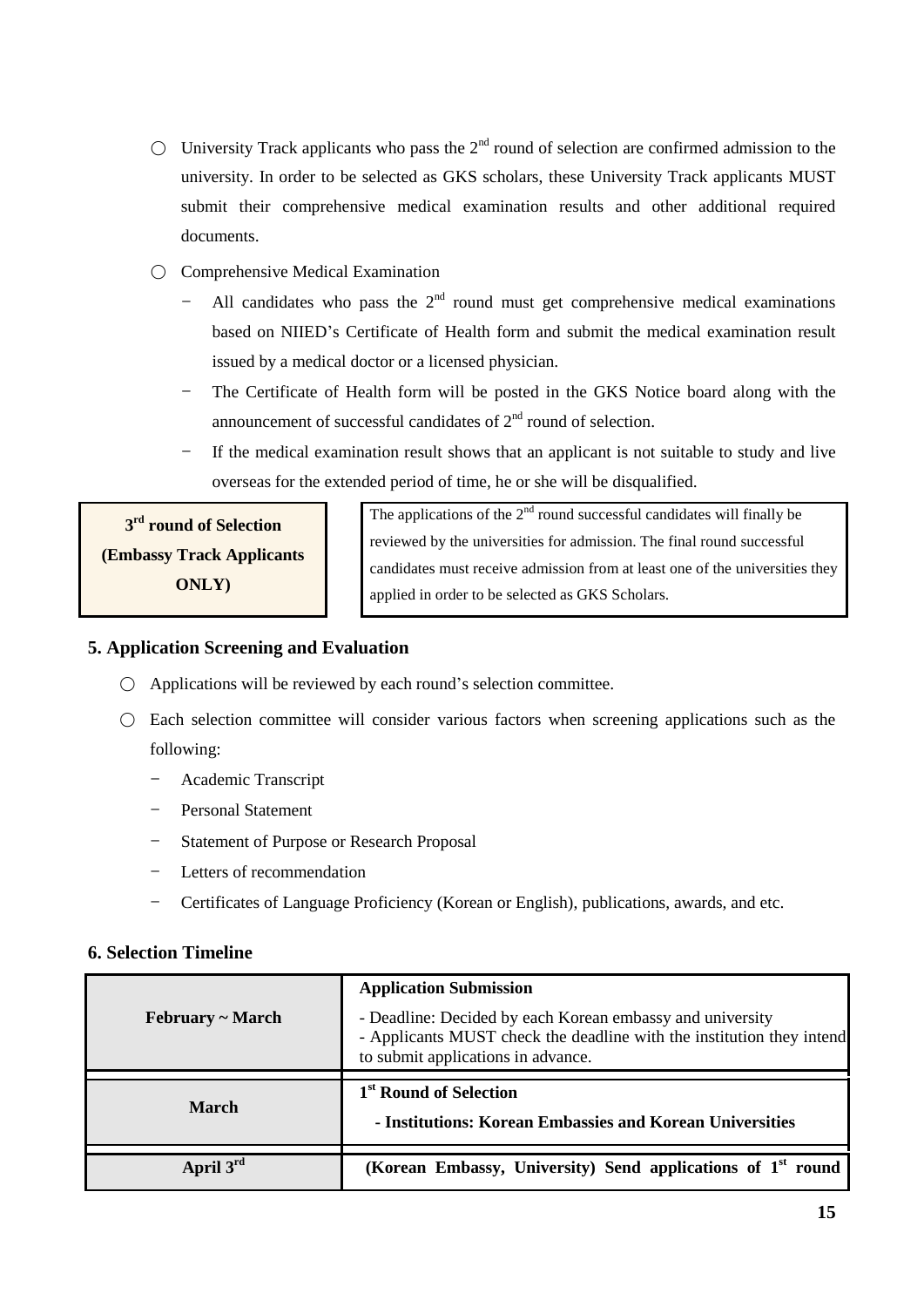○ University Track applicants who pass the 2nd round of selection are confirmed admission to the university. In order to be selected as GKS scholars, these University Track applicants MUST submit their comprehensive medical examination results and other additional required documents.

○ Comprehensive Medical Examination

- All candidates who pass the 2nd round must get comprehensive medical examinations based on NIIED's Certificate of Health form and submit the medical examination result issued by a medical doctor or a licensed physician.
- The Certificate of Health form will be posted in the GKS Notice board along with the announcement of successful candidates of 2nd round of selection.
- If the medical examination result shows that an applicant is not suitable to study and live overseas for the extended period of time, he or she will be disqualified.

| **3rd round of Selection (Embassy Track Applicants ONLY)** | The applications of the 2nd round successful candidates will finally be reviewed by the universities for admission. The final round successful candidates must receive admission from at least one of the universities they applied in order to be selected as GKS Scholars. |
|---|---|

## 5. Application Screening and Evaluation

○ Applications will be reviewed by each round's selection committee.

○ Each selection committee will consider various factors when screening applications such as the following:

- Academic Transcript
- Personal Statement
- Statement of Purpose or Research Proposal
- Letters of recommendation
- Certificates of Language Proficiency (Korean or English), publications, awards, and etc.

## 6. Selection Timeline

| | |
|---|---|
| **February ~ March** | **Application Submission**<br>- Deadline: Decided by each Korean embassy and university<br>- Applicants MUST check the deadline with the institution they intend to submit applications in advance. |
| **March** | **1st Round of Selection**<br>**- Institutions: Korean Embassies and Korean Universities** |
| **April 3rd** | **(Korean Embassy, University) Send applications of 1st round** |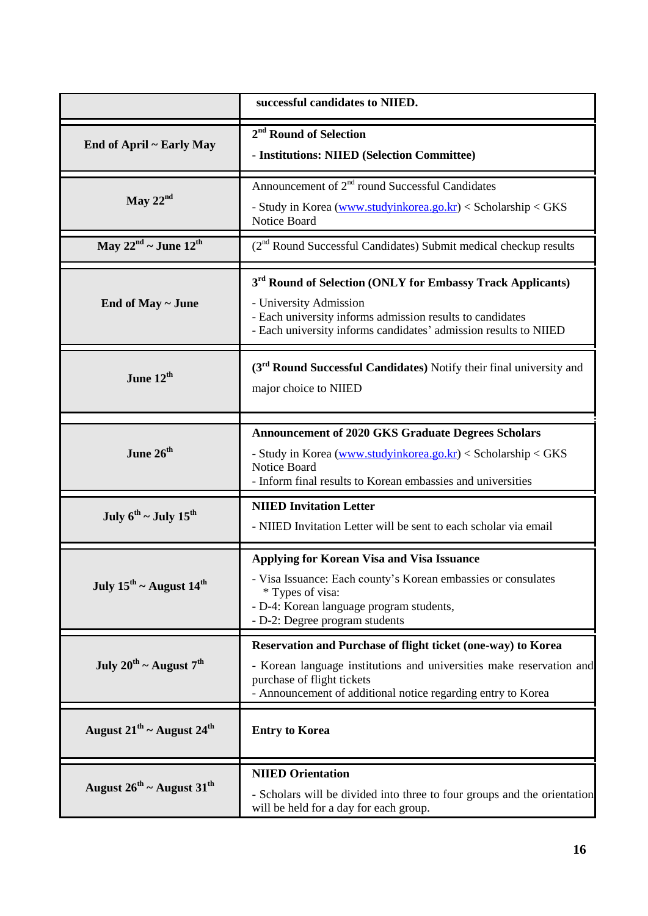| | |
|---|---|
| | **successful candidates to NIIED.** |
| **End of April ~ Early May** | **2nd Round of Selection**<br>**- Institutions: NIIED (Selection Committee)** |
| **May 22nd** | Announcement of 2nd round Successful Candidates<br>- Study in Korea (www.studyinkorea.go.kr) < Scholarship < GKS Notice Board |
| **May 22nd ~ June 12th** | (2nd Round Successful Candidates) Submit medical checkup results |
| **End of May ~ June** | **3rd Round of Selection (ONLY for Embassy Track Applicants)**<br>- University Admission<br>- Each university informs admission results to candidates<br>- Each university informs candidates' admission results to NIIED |
| **June 12th** | **(3rd Round Successful Candidates)** Notify their final university and major choice to NIIED |
| **June 26th** | **Announcement of 2020 GKS Graduate Degrees Scholars**<br>- Study in Korea (www.studyinkorea.go.kr) < Scholarship < GKS Notice Board<br>- Inform final results to Korean embassies and universities |
| **July 6th ~ July 15th** | **NIIED Invitation Letter**<br>- NIIED Invitation Letter will be sent to each scholar via email |
| **July 15th ~ August 14th** | **Applying for Korean Visa and Visa Issuance**<br>- Visa Issuance: Each county's Korean embassies or consulates<br>\* Types of visa:<br>- D-4: Korean language program students,<br>- D-2: Degree program students |
| **July 20th ~ August 7th** | **Reservation and Purchase of flight ticket (one-way) to Korea**<br>- Korean language institutions and universities make reservation and purchase of flight tickets<br>- Announcement of additional notice regarding entry to Korea |
| **August 21th ~ August 24th** | **Entry to Korea** |
| **August 26th ~ August 31th** | **NIIED Orientation**<br>- Scholars will be divided into three to four groups and the orientation will be held for a day for each group. |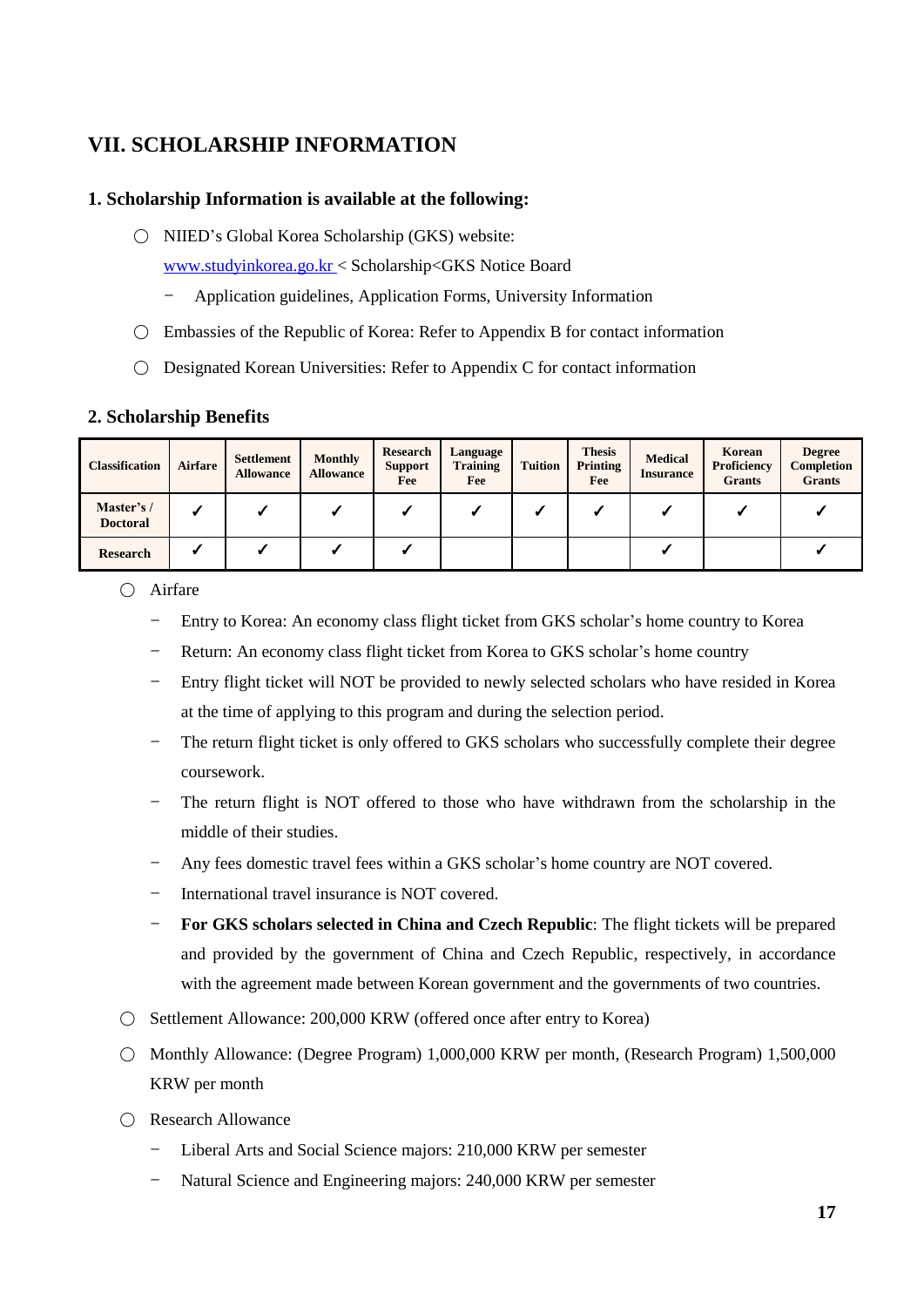## VII. SCHOLARSHIP INFORMATION

### 1. Scholarship Information is available at the following:

- ○ NIIED's Global Korea Scholarship (GKS) website:
  www.studyinkorea.go.kr < Scholarship<GKS Notice Board
  - − Application guidelines, Application Forms, University Information
- ○ Embassies of the Republic of Korea: Refer to Appendix B for contact information
- ○ Designated Korean Universities: Refer to Appendix C for contact information

### 2. Scholarship Benefits

| Classification | Airfare | Settlement Allowance | Monthly Allowance | Research Support Fee | Language Training Fee | Tuition | Thesis Printing Fee | Medical Insurance | Korean Proficiency Grants | Degree Completion Grants |
|---|---|---|---|---|---|---|---|---|---|---|
| Master's / Doctoral | ✓ | ✓ | ✓ | ✓ | ✓ | ✓ | ✓ | ✓ | ✓ | ✓ |
| Research | ✓ | ✓ | ✓ | ✓ | | | | ✓ | | ✓ |

- ○ Airfare
  - − Entry to Korea: An economy class flight ticket from GKS scholar's home country to Korea
  - − Return: An economy class flight ticket from Korea to GKS scholar's home country
  - − Entry flight ticket will NOT be provided to newly selected scholars who have resided in Korea at the time of applying to this program and during the selection period.
  - − The return flight ticket is only offered to GKS scholars who successfully complete their degree coursework.
  - − The return flight is NOT offered to those who have withdrawn from the scholarship in the middle of their studies.
  - − Any fees domestic travel fees within a GKS scholar's home country are NOT covered.
  - − International travel insurance is NOT covered.
  - − **For GKS scholars selected in China and Czech Republic**: The flight tickets will be prepared and provided by the government of China and Czech Republic, respectively, in accordance with the agreement made between Korean government and the governments of two countries.
- ○ Settlement Allowance: 200,000 KRW (offered once after entry to Korea)
- ○ Monthly Allowance: (Degree Program) 1,000,000 KRW per month, (Research Program) 1,500,000 KRW per month
- ○ Research Allowance
  - − Liberal Arts and Social Science majors: 210,000 KRW per semester
  - − Natural Science and Engineering majors: 240,000 KRW per semester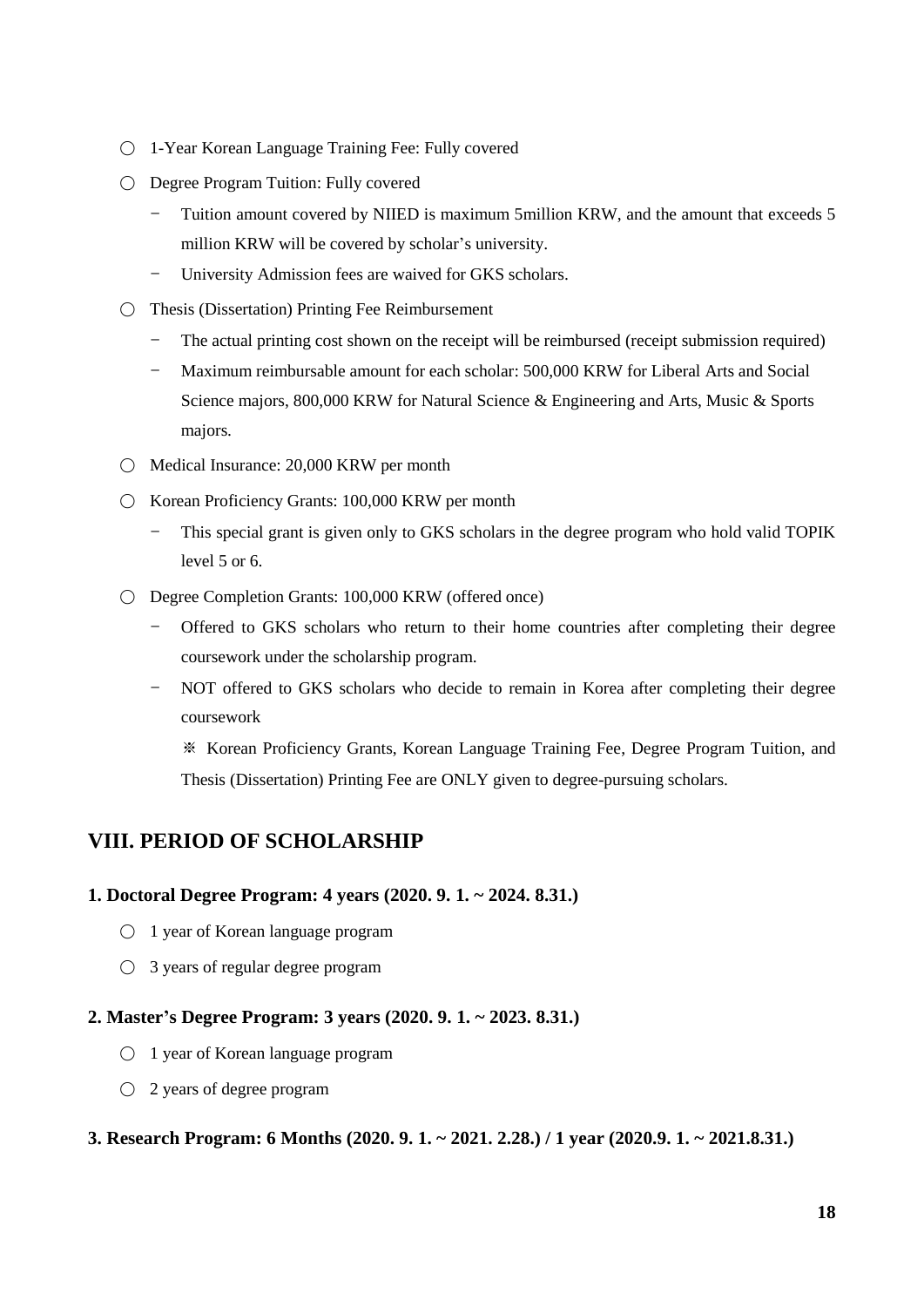- ○ 1-Year Korean Language Training Fee: Fully covered
- ○ Degree Program Tuition: Fully covered
  - − Tuition amount covered by NIIED is maximum 5million KRW, and the amount that exceeds 5 million KRW will be covered by scholar's university.
  - − University Admission fees are waived for GKS scholars.
- ○ Thesis (Dissertation) Printing Fee Reimbursement
  - − The actual printing cost shown on the receipt will be reimbursed (receipt submission required)
  - − Maximum reimbursable amount for each scholar: 500,000 KRW for Liberal Arts and Social Science majors, 800,000 KRW for Natural Science & Engineering and Arts, Music & Sports majors.
- ○ Medical Insurance: 20,000 KRW per month
- ○ Korean Proficiency Grants: 100,000 KRW per month
  - − This special grant is given only to GKS scholars in the degree program who hold valid TOPIK level 5 or 6.
- ○ Degree Completion Grants: 100,000 KRW (offered once)
  - − Offered to GKS scholars who return to their home countries after completing their degree coursework under the scholarship program.
  - − NOT offered to GKS scholars who decide to remain in Korea after completing their degree coursework

    ※ Korean Proficiency Grants, Korean Language Training Fee, Degree Program Tuition, and Thesis (Dissertation) Printing Fee are ONLY given to degree-pursuing scholars.

## VIII. PERIOD OF SCHOLARSHIP

### 1. Doctoral Degree Program: 4 years (2020. 9. 1. ~ 2024. 8.31.)

- ○ 1 year of Korean language program
- ○ 3 years of regular degree program

### 2. Master's Degree Program: 3 years (2020. 9. 1. ~ 2023. 8.31.)

- ○ 1 year of Korean language program
- ○ 2 years of degree program

### 3. Research Program: 6 Months (2020. 9. 1. ~ 2021. 2.28.) / 1 year (2020.9. 1. ~ 2021.8.31.)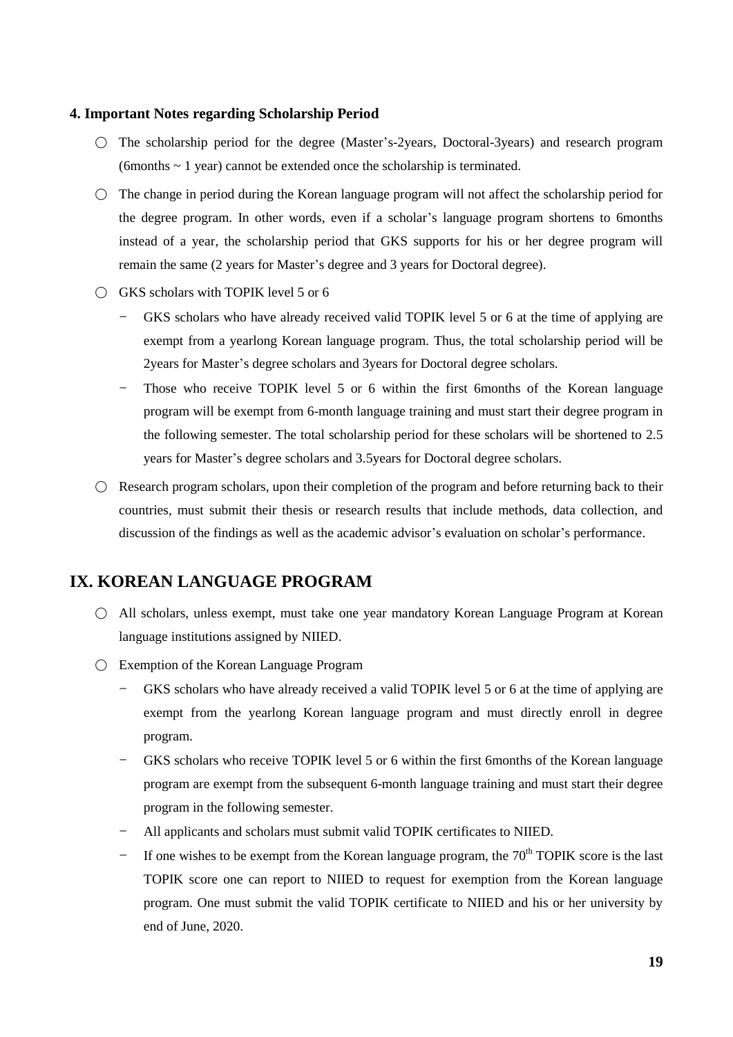### 4. Important Notes regarding Scholarship Period

○ The scholarship period for the degree (Master's-2years, Doctoral-3years) and research program (6months ~ 1 year) cannot be extended once the scholarship is terminated.

○ The change in period during the Korean language program will not affect the scholarship period for the degree program. In other words, even if a scholar's language program shortens to 6months instead of a year, the scholarship period that GKS supports for his or her degree program will remain the same (2 years for Master's degree and 3 years for Doctoral degree).

○ GKS scholars with TOPIK level 5 or 6

- GKS scholars who have already received valid TOPIK level 5 or 6 at the time of applying are exempt from a yearlong Korean language program. Thus, the total scholarship period will be 2years for Master's degree scholars and 3years for Doctoral degree scholars.
- Those who receive TOPIK level 5 or 6 within the first 6months of the Korean language program will be exempt from 6-month language training and must start their degree program in the following semester. The total scholarship period for these scholars will be shortened to 2.5 years for Master's degree scholars and 3.5years for Doctoral degree scholars.

○ Research program scholars, upon their completion of the program and before returning back to their countries, must submit their thesis or research results that include methods, data collection, and discussion of the findings as well as the academic advisor's evaluation on scholar's performance.

## IX. KOREAN LANGUAGE PROGRAM

○ All scholars, unless exempt, must take one year mandatory Korean Language Program at Korean language institutions assigned by NIIED.

○ Exemption of the Korean Language Program

- GKS scholars who have already received a valid TOPIK level 5 or 6 at the time of applying are exempt from the yearlong Korean language program and must directly enroll in degree program.
- GKS scholars who receive TOPIK level 5 or 6 within the first 6months of the Korean language program are exempt from the subsequent 6-month language training and must start their degree program in the following semester.
- All applicants and scholars must submit valid TOPIK certificates to NIIED.
- If one wishes to be exempt from the Korean language program, the 70th TOPIK score is the last TOPIK score one can report to NIIED to request for exemption from the Korean language program. One must submit the valid TOPIK certificate to NIIED and his or her university by end of June, 2020.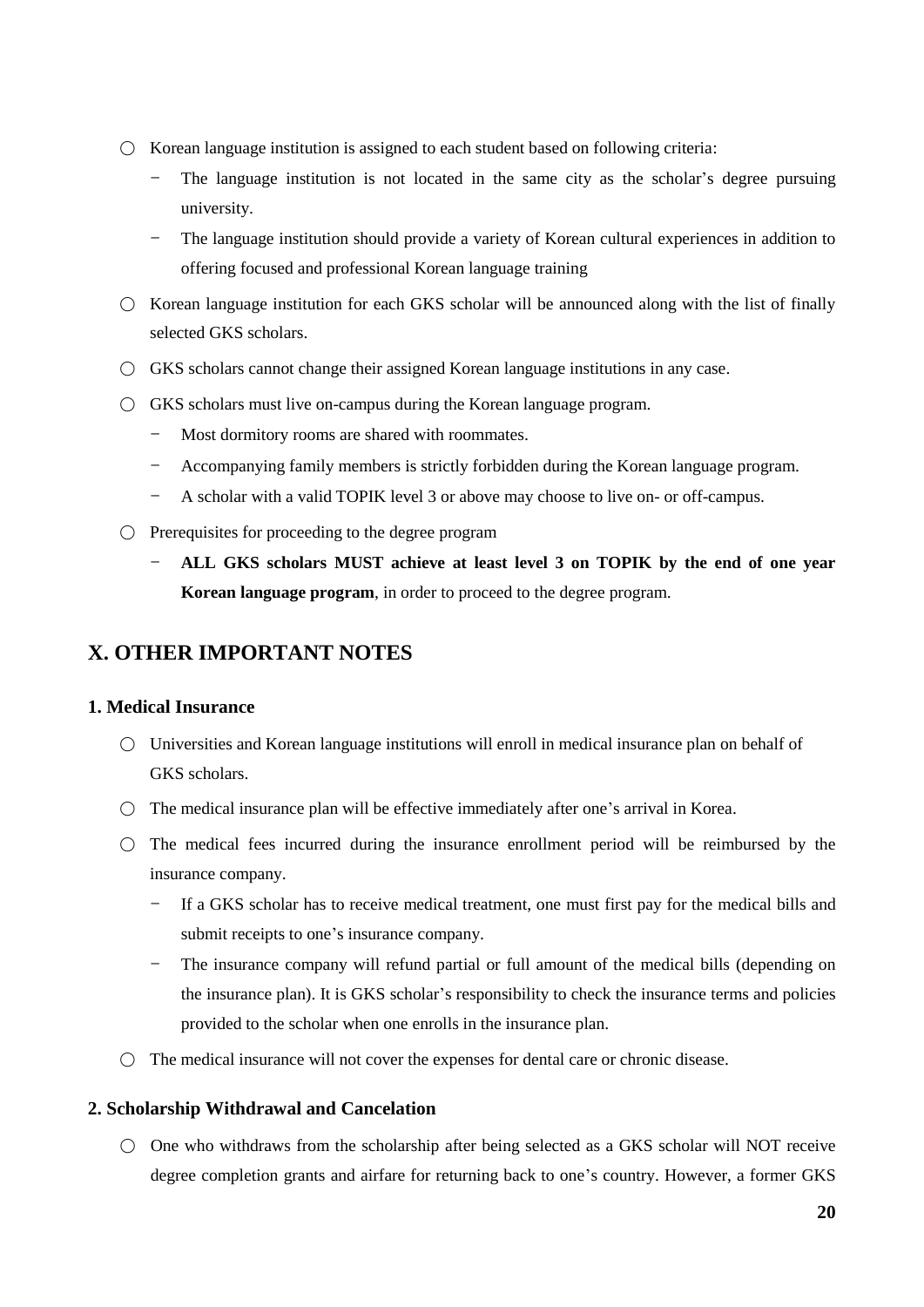- ○ Korean language institution is assigned to each student based on following criteria:
  - − The language institution is not located in the same city as the scholar's degree pursuing university.
  - − The language institution should provide a variety of Korean cultural experiences in addition to offering focused and professional Korean language training
- ○ Korean language institution for each GKS scholar will be announced along with the list of finally selected GKS scholars.
- ○ GKS scholars cannot change their assigned Korean language institutions in any case.
- ○ GKS scholars must live on-campus during the Korean language program.
  - − Most dormitory rooms are shared with roommates.
  - − Accompanying family members is strictly forbidden during the Korean language program.
  - − A scholar with a valid TOPIK level 3 or above may choose to live on- or off-campus.
- ○ Prerequisites for proceeding to the degree program
  - − **ALL GKS scholars MUST achieve at least level 3 on TOPIK by the end of one year Korean language program**, in order to proceed to the degree program.

## X. OTHER IMPORTANT NOTES

### 1. Medical Insurance

- ○ Universities and Korean language institutions will enroll in medical insurance plan on behalf of GKS scholars.
- ○ The medical insurance plan will be effective immediately after one's arrival in Korea.
- ○ The medical fees incurred during the insurance enrollment period will be reimbursed by the insurance company.
  - − If a GKS scholar has to receive medical treatment, one must first pay for the medical bills and submit receipts to one's insurance company.
  - − The insurance company will refund partial or full amount of the medical bills (depending on the insurance plan). It is GKS scholar's responsibility to check the insurance terms and policies provided to the scholar when one enrolls in the insurance plan.
- ○ The medical insurance will not cover the expenses for dental care or chronic disease.

### 2. Scholarship Withdrawal and Cancelation

- ○ One who withdraws from the scholarship after being selected as a GKS scholar will NOT receive degree completion grants and airfare for returning back to one's country. However, a former GKS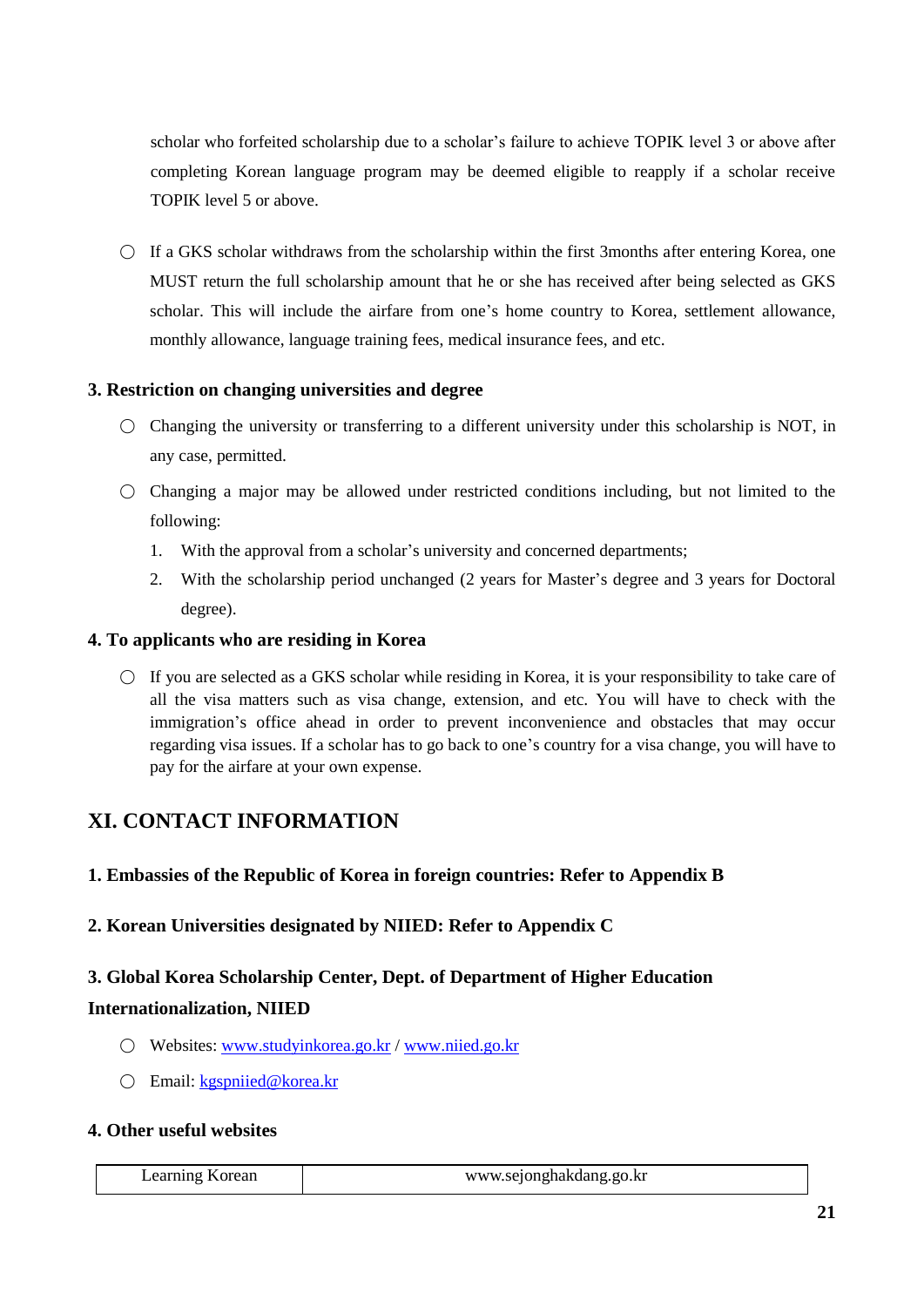scholar who forfeited scholarship due to a scholar's failure to achieve TOPIK level 3 or above after completing Korean language program may be deemed eligible to reapply if a scholar receive TOPIK level 5 or above.

○ If a GKS scholar withdraws from the scholarship within the first 3months after entering Korea, one MUST return the full scholarship amount that he or she has received after being selected as GKS scholar. This will include the airfare from one's home country to Korea, settlement allowance, monthly allowance, language training fees, medical insurance fees, and etc.

### 3. Restriction on changing universities and degree

○ Changing the university or transferring to a different university under this scholarship is NOT, in any case, permitted.

○ Changing a major may be allowed under restricted conditions including, but not limited to the following:

1. With the approval from a scholar's university and concerned departments;
2. With the scholarship period unchanged (2 years for Master's degree and 3 years for Doctoral degree).

### 4. To applicants who are residing in Korea

○ If you are selected as a GKS scholar while residing in Korea, it is your responsibility to take care of all the visa matters such as visa change, extension, and etc. You will have to check with the immigration's office ahead in order to prevent inconvenience and obstacles that may occur regarding visa issues. If a scholar has to go back to one's country for a visa change, you will have to pay for the airfare at your own expense.

## XI. CONTACT INFORMATION

### 1. Embassies of the Republic of Korea in foreign countries: Refer to Appendix B

### 2. Korean Universities designated by NIIED: Refer to Appendix C

### 3. Global Korea Scholarship Center, Dept. of Department of Higher Education Internationalization, NIIED

○ Websites: www.studyinkorea.go.kr / www.niied.go.kr

○ Email: kgspniied@korea.kr

### 4. Other useful websites

| Learning Korean | www.sejonghakdang.go.kr |
|---|---|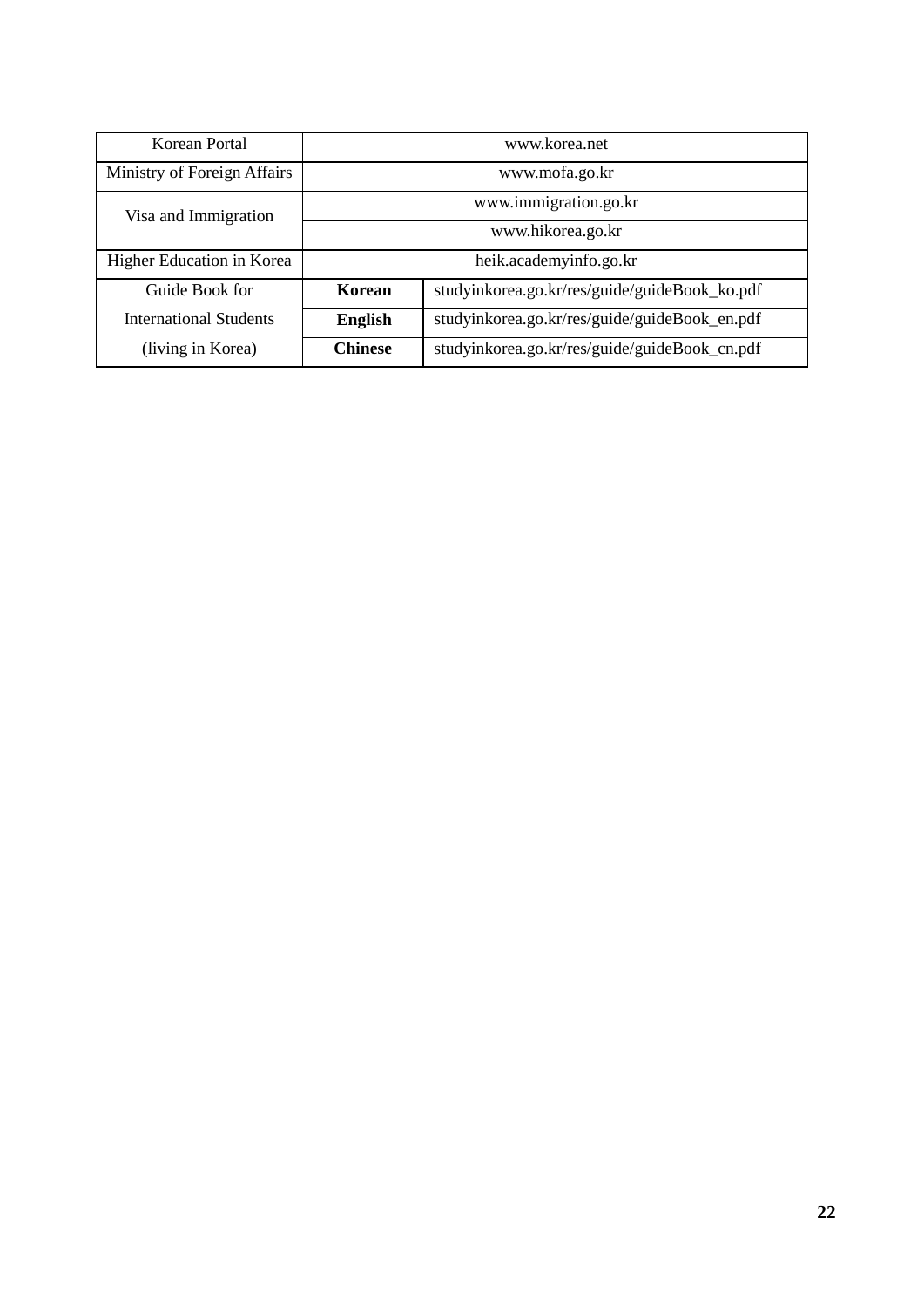| | | |
|---|---|---|
| Korean Portal | www.korea.net | |
| Ministry of Foreign Affairs | www.mofa.go.kr | |
| Visa and Immigration | www.immigration.go.kr | |
| | www.hikorea.go.kr | |
| Higher Education in Korea | heik.academyinfo.go.kr | |
| Guide Book for International Students (living in Korea) | **Korean** | studyinkorea.go.kr/res/guide/guideBook_ko.pdf |
| | **English** | studyinkorea.go.kr/res/guide/guideBook_en.pdf |
| | **Chinese** | studyinkorea.go.kr/res/guide/guideBook_cn.pdf |